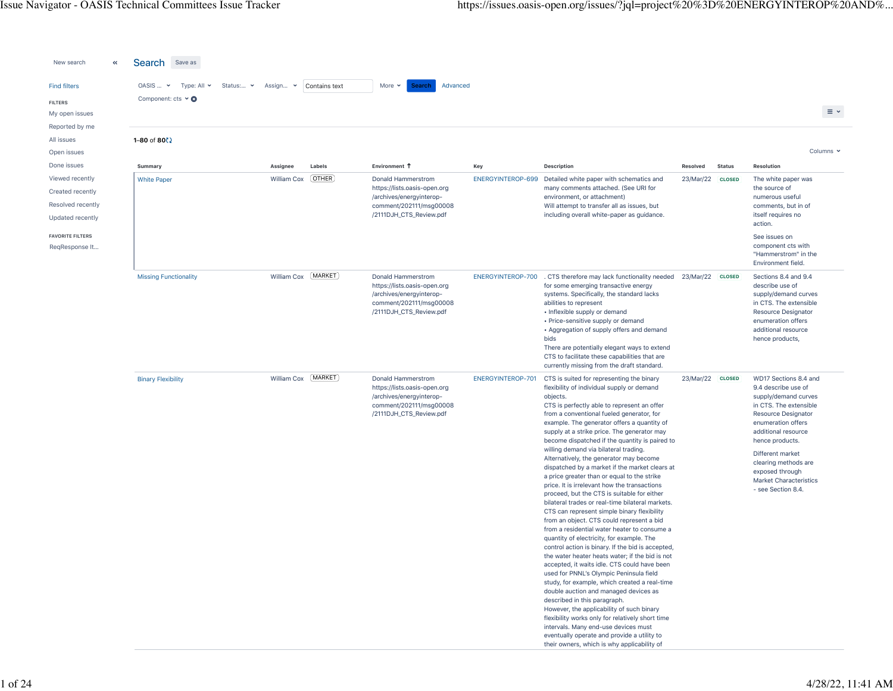New search

Find filters

FILTERS

My open issues

Reported by me

All issues

Open issues

Done issues

Viewed recently

Created recently

Resolved recently

Updated recently

FAVORITE FILTERS

ReqResponse It...

# Search

Save as

OASIS ... | Type: All | Status:... | Assign... | Contains text | More | Search | Advanced

Component: cts

1–80 of 80

Columns

| Summary | Assignee | Labels | Environment ↑ | Key | Description | Resolved | Status | Resolution |
|---|---|---|---|---|---|---|---|---|
| White Paper | William Cox | OTHER | Donald Hammerstrom https://lists.oasis-open.org/archives/energyinterop-comment/202111/msg00008/2111DJH_CTS_Review.pdf | ENERGYINTEROP-699 | Detailed white paper with schematics and many comments attached. (See URI for environment, or attachment) Will attempt to transfer all as issues, but including overall white-paper as guidance. | 23/Mar/22 | CLOSED | The white paper was the source of numerous useful comments, but in of itself requires no action. See issues on component cts with "Hammerstrom" in the Environment field. |
| Missing Functionality | William Cox | MARKET | Donald Hammerstrom https://lists.oasis-open.org/archives/energyinterop-comment/202111/msg00008/2111DJH_CTS_Review.pdf | ENERGYINTEROP-700 | . CTS therefore may lack functionality needed for some emerging transactive energy systems. Specifically, the standard lacks abilities to represent • Inflexible supply or demand • Price-sensitive supply or demand • Aggregation of supply offers and demand bids There are potentially elegant ways to extend CTS to facilitate these capabilities that are currently missing from the draft standard. | 23/Mar/22 | CLOSED | Sections 8.4 and 9.4 describe use of supply/demand curves in CTS. The extensible Resource Designator enumeration offers additional resource hence products, |
| Binary Flexibility | William Cox | MARKET | Donald Hammerstrom https://lists.oasis-open.org/archives/energyinterop-comment/202111/msg00008/2111DJH_CTS_Review.pdf | ENERGYINTEROP-701 | CTS is suited for representing the binary flexibility of individual supply or demand objects. CTS is perfectly able to represent an offer from a conventional fueled generator, for example. The generator offers a quantity of supply at a strike price. The generator may become dispatched if the quantity is paired to willing demand via bilateral trading. Alternatively, the generator may become dispatched by a market if the market clears at a price greater than or equal to the strike price. It is irrelevant how the transactions proceed, but the CTS is suitable for either bilateral trades or real-time bilateral markets. CTS can represent simple binary flexibility from an object. CTS could represent a bid from a residential water heater to consume a quantity of electricity, for example. The control action is binary. If the bid is accepted, the water heater heats water; if the bid is not accepted, it waits idle. CTS could have been used for PNNL's Olympic Peninsula field study, for example, which created a real-time double auction and managed devices as described in this paragraph. However, the applicability of such binary flexibility works only for relatively short time intervals. Many end-use devices must eventually operate and provide a utility to their owners, which is why applicability of | 23/Mar/22 | CLOSED | WD17 Sections 8.4 and 9.4 describe use of supply/demand curves in CTS. The extensible Resource Designator enumeration offers additional resource hence products. Different market clearing methods are exposed through Market Characteristics - see Section 8.4. |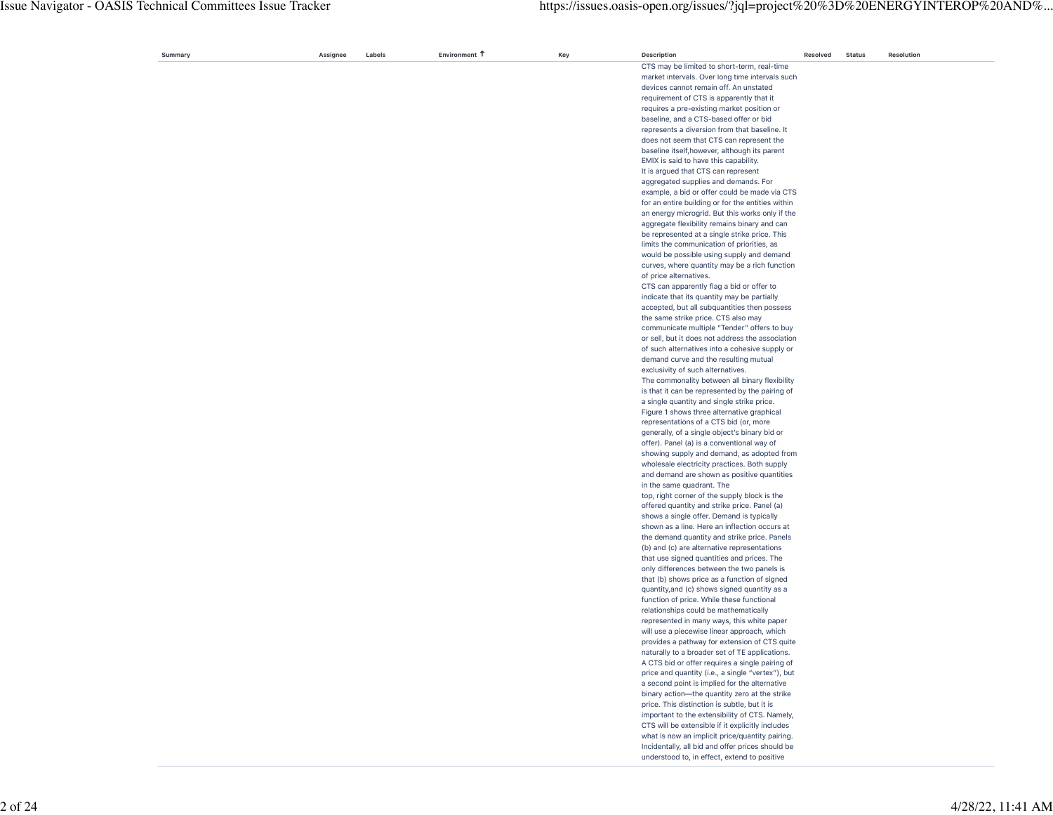| Summary | Assignee | Labels | Environment ↑ | Key | Description | Resolved | Status | Resolution |
|---|---|---|---|---|---|---|---|---|
| | | | | | CTS may be limited to short-term, real-time market intervals. Over long time intervals such devices cannot remain off. An unstated requirement of CTS is apparently that it requires a pre-existing market position or baseline, and a CTS-based offer or bid represents a diversion from that baseline. It does not seem that CTS can represent the baseline itself,however, although its parent EMIX is said to have this capability. It is argued that CTS can represent aggregated supplies and demands. For example, a bid or offer could be made via CTS for an entire building or for the entities within an energy microgrid. But this works only if the aggregate flexibility remains binary and can be represented at a single strike price. This limits the communication of priorities, as would be possible using supply and demand curves, where quantity may be a rich function of price alternatives. CTS can apparently flag a bid or offer to indicate that its quantity may be partially accepted, but all subquantities then possess the same strike price. CTS also may communicate multiple "Tender" offers to buy or sell, but it does not address the association of such alternatives into a cohesive supply or demand curve and the resulting mutual exclusivity of such alternatives. The commonality between all binary flexibility is that it can be represented by the pairing of a single quantity and single strike price. Figure 1 shows three alternative graphical representations of a CTS bid (or, more generally, of a single object's binary bid or offer). Panel (a) is a conventional way of showing supply and demand, as adopted from wholesale electricity practices. Both supply and demand are shown as positive quantities in the same quadrant. The top, right corner of the supply block is the offered quantity and strike price. Panel (a) shows a single offer. Demand is typically shown as a line. Here an inflection occurs at the demand quantity and strike price. Panels (b) and (c) are alternative representations that use signed quantities and prices. The only differences between the two panels is that (b) shows price as a function of signed quantity,and (c) shows signed quantity as a function of price. While these functional relationships could be mathematically represented in many ways, this white paper will use a piecewise linear approach, which provides a pathway for extension of CTS quite naturally to a broader set of TE applications. A CTS bid or offer requires a single pairing of price and quantity (i.e., a single "vertex"), but a second point is implied for the alternative binary action—the quantity zero at the strike price. This distinction is subtle, but it is important to the extensibility of CTS. Namely, CTS will be extensible if it explicitly includes what is now an implicit price/quantity pairing. Incidentally, all bid and offer prices should be understood to, in effect, extend to positive | | | |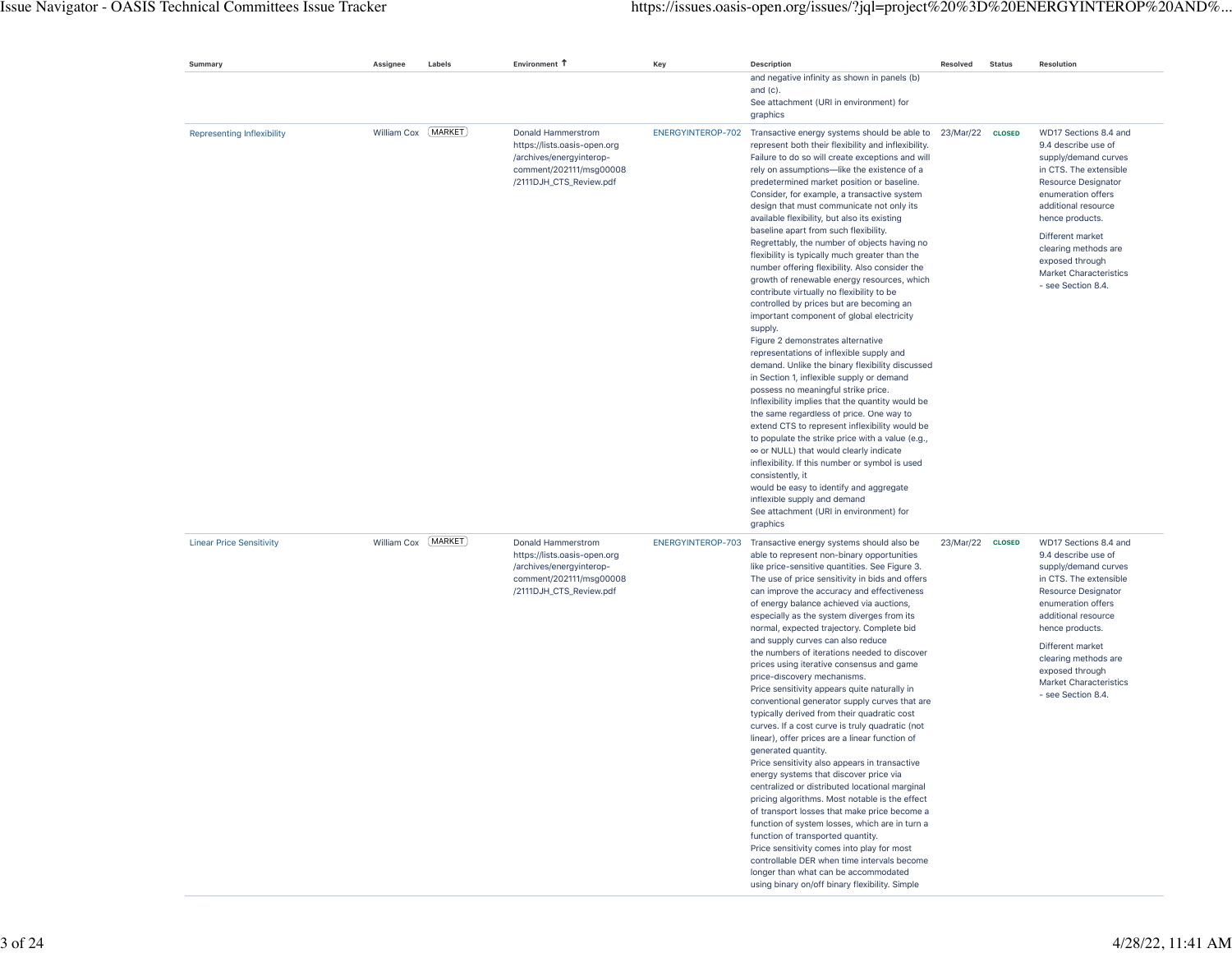| Summary | Assignee | Labels | Environment ↑ | Key | Description | Resolved | Status | Resolution |
|---|---|---|---|---|---|---|---|---|
| | | | | | and negative infinity as shown in panels (b) and (c). See attachment (URI in environment) for graphics | | | |
| Representing Inflexibility | William Cox | MARKET | Donald Hammerstrom https://lists.oasis-open.org/archives/energyinterop-comment/202111/msg00008/2111DJH_CTS_Review.pdf | ENERGYINTEROP-702 | Transactive energy systems should be able to represent both their flexibility and inflexibility. Failure to do so will create exceptions and will rely on assumptions—like the existence of a predetermined market position or baseline. Consider, for example, a transactive system design that must communicate not only its available flexibility, but also its existing baseline apart from such flexibility. Regrettably, the number of objects having no flexibility is typically much greater than the number offering flexibility. Also consider the growth of renewable energy resources, which contribute virtually no flexibility to be controlled by prices but are becoming an important component of global electricity supply. Figure 2 demonstrates alternative representations of inflexible supply and demand. Unlike the binary flexibility discussed in Section 1, inflexible supply or demand possess no meaningful strike price. Inflexibility implies that the quantity would be the same regardless of price. One way to extend CTS to represent inflexibility would be to populate the strike price with a value (e.g., ∞ or NULL) that would clearly indicate inflexibility. If this number or symbol is used consistently, it would be easy to identify and aggregate inflexible supply and demand See attachment (URI in environment) for graphics | 23/Mar/22 | CLOSED | WD17 Sections 8.4 and 9.4 describe use of supply/demand curves in CTS. The extensible Resource Designator enumeration offers additional resource hence products. Different market clearing methods are exposed through Market Characteristics - see Section 8.4. |
| Linear Price Sensitivity | William Cox | MARKET | Donald Hammerstrom https://lists.oasis-open.org/archives/energyinterop-comment/202111/msg00008/2111DJH_CTS_Review.pdf | ENERGYINTEROP-703 | Transactive energy systems should also be able to represent non-binary opportunities like price-sensitive quantities. See Figure 3. The use of price sensitivity in bids and offers can improve the accuracy and effectiveness of energy balance achieved via auctions, especially as the system diverges from its normal, expected trajectory. Complete bid and supply curves can also reduce the numbers of iterations needed to discover prices using iterative consensus and game price-discovery mechanisms. Price sensitivity appears quite naturally in conventional generator supply curves that are typically derived from their quadratic cost curves. If a cost curve is truly quadratic (not linear), offer prices are a linear function of generated quantity. Price sensitivity also appears in transactive energy systems that discover price via centralized or distributed locational marginal pricing algorithms. Most notable is the effect of transport losses that make price become a function of system losses, which are in turn a function of transported quantity. Price sensitivity comes into play for most controllable DER when time intervals become longer than what can be accommodated using binary on/off binary flexibility. Simple | 23/Mar/22 | CLOSED | WD17 Sections 8.4 and 9.4 describe use of supply/demand curves in CTS. The extensible Resource Designator enumeration offers additional resource hence products. Different market clearing methods are exposed through Market Characteristics - see Section 8.4. |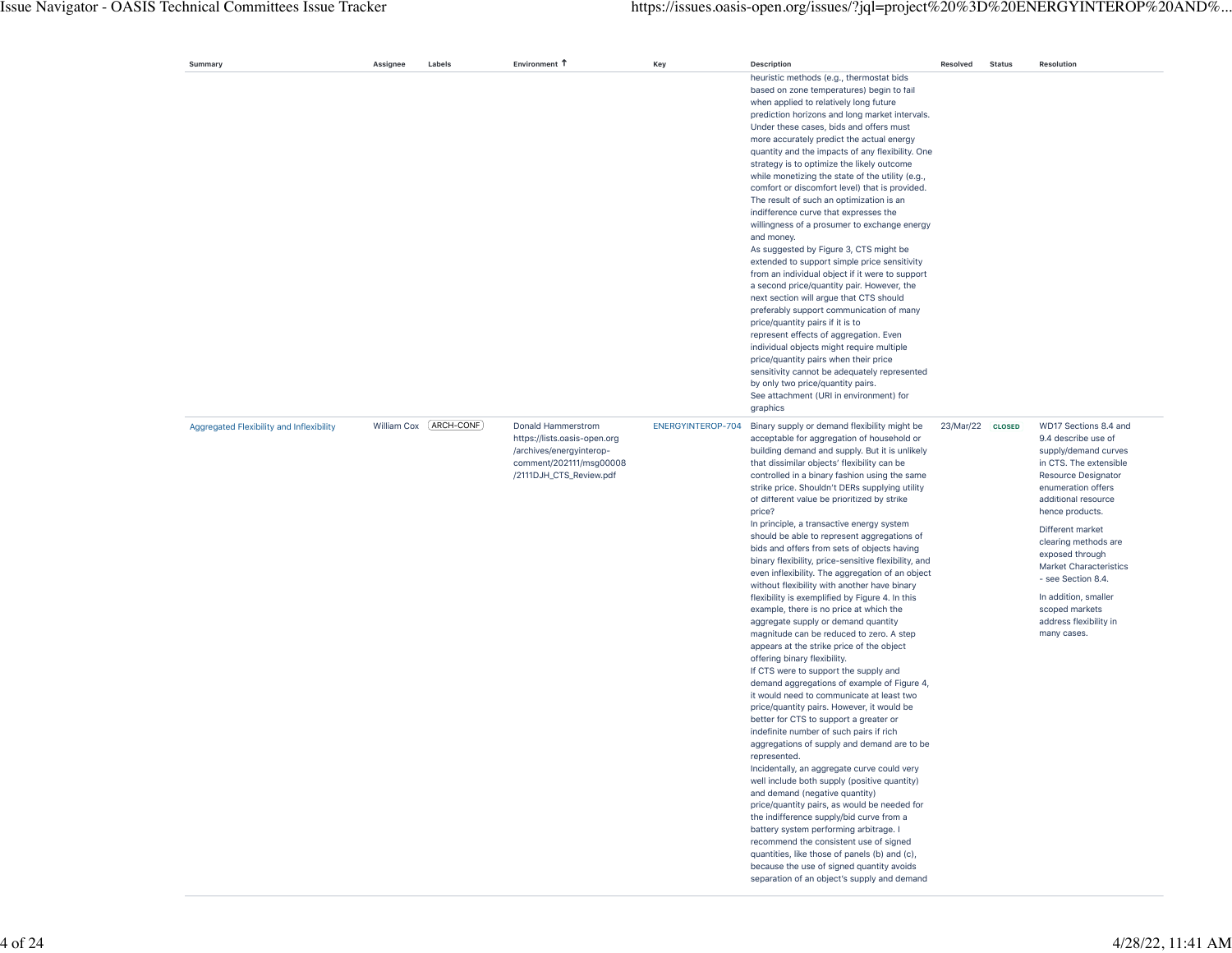| Summary | Assignee | Labels | Environment ↑ | Key | Description | Resolved | Status | Resolution |
|---|---|---|---|---|---|---|---|---|
| | | | | | heuristic methods (e.g., thermostat bids based on zone temperatures) begin to fail when applied to relatively long future prediction horizons and long market intervals. Under these cases, bids and offers must more accurately predict the actual energy quantity and the impacts of any flexibility. One strategy is to optimize the likely outcome while monetizing the state of the utility (e.g., comfort or discomfort level) that is provided. The result of such an optimization is an indifference curve that expresses the willingness of a prosumer to exchange energy and money.<br>As suggested by Figure 3, CTS might be extended to support simple price sensitivity from an individual object if it were to support a second price/quantity pair. However, the next section will argue that CTS should preferably support communication of many price/quantity pairs if it is to represent effects of aggregation. Even individual objects might require multiple price/quantity pairs when their price sensitivity cannot be adequately represented by only two price/quantity pairs.<br>See attachment (URI in environment) for graphics | | | |
| Aggregated Flexibility and Inflexibility | William Cox | ARCH-CONF | Donald Hammerstrom https://lists.oasis-open.org/archives/energyinterop-comment/202111/msg00008/2111DJH_CTS_Review.pdf | ENERGYINTEROP-704 | Binary supply or demand flexibility might be acceptable for aggregation of household or building demand and supply. But it is unlikely that dissimilar objects' flexibility can be controlled in a binary fashion using the same strike price. Shouldn't DERs supplying utility of different value be prioritized by strike price?<br>In principle, a transactive energy system should be able to represent aggregations of bids and offers from sets of objects having binary flexibility, price-sensitive flexibility, and even inflexibility. The aggregation of an object without flexibility with another have binary flexibility is exemplified by Figure 4. In this example, there is no price at which the aggregate supply or demand quantity magnitude can be reduced to zero. A step appears at the strike price of the object offering binary flexibility.<br>If CTS were to support the supply and demand aggregations of example of Figure 4, it would need to communicate at least two price/quantity pairs. However, it would be better for CTS to support a greater or indefinite number of such pairs if rich aggregations of supply and demand are to be represented.<br>Incidentally, an aggregate curve could very well include both supply (positive quantity) and demand (negative quantity) price/quantity pairs, as would be needed for the indifference supply/bid curve from a battery system performing arbitrage. I recommend the consistent use of signed quantities, like those of panels (b) and (c), because the use of signed quantity avoids separation of an object's supply and demand | 23/Mar/22 | CLOSED | WD17 Sections 8.4 and 9.4 describe use of supply/demand curves in CTS. The extensible Resource Designator enumeration offers additional resource hence products.<br>Different market clearing methods are exposed through Market Characteristics - see Section 8.4.<br>In addition, smaller scoped markets address flexibility in many cases. |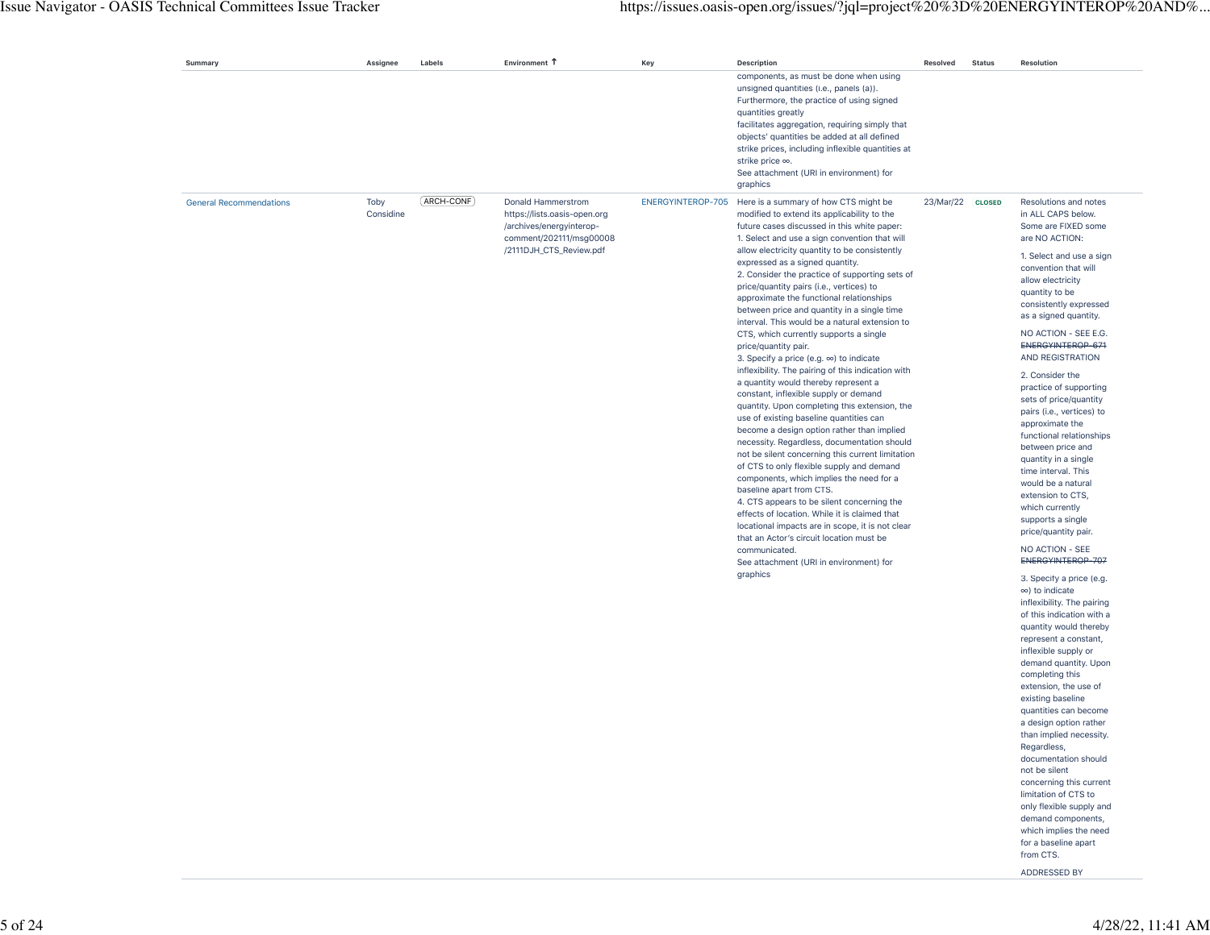| Summary | Assignee | Labels | Environment ↑ | Key | Description | Resolved | Status | Resolution |
|---|---|---|---|---|---|---|---|---|
| | | | | | components, as must be done when using unsigned quantities (i.e., panels (a)). Furthermore, the practice of using signed quantities greatly facilitates aggregation, requiring simply that objects' quantities be added at all defined strike prices, including inflexible quantities at strike price ∞. See attachment (URI in environment) for graphics | | | |
| General Recommendations | Toby Considine | ARCH-CONF | Donald Hammerstrom https://lists.oasis-open.org/archives/energyinterop-comment/202111/msg00008/2111DJH_CTS_Review.pdf | ENERGYINTEROP-705 | Here is a summary of how CTS might be modified to extend its applicability to the future cases discussed in this white paper:<br>1. Select and use a sign convention that will allow electricity quantity to be consistently expressed as a signed quantity.<br>2. Consider the practice of supporting sets of price/quantity pairs (i.e., vertices) to approximate the functional relationships between price and quantity in a single time interval. This would be a natural extension to CTS, which currently supports a single price/quantity pair.<br>3. Specify a price (e.g. ∞) to indicate inflexibility. The pairing of this indication with a quantity would thereby represent a constant, inflexible supply or demand quantity. Upon completing this extension, the use of existing baseline quantities can become a design option rather than implied necessity. Regardless, documentation should not be silent concerning this current limitation of CTS to only flexible supply and demand components, which implies the need for a baseline apart from CTS.<br>4. CTS appears to be silent concerning the effects of location. While it is claimed that locational impacts are in scope, it is not clear that an Actor's circuit location must be communicated.<br>See attachment (URI in environment) for graphics | 23/Mar/22 | CLOSED | Resolutions and notes in ALL CAPS below. Some are FIXED some are NO ACTION:<br>1. Select and use a sign convention that will allow electricity quantity to be consistently expressed as a signed quantity.<br>NO ACTION - SEE E.G. ~~ENERGYINTEROP-671~~ AND REGISTRATION<br>2. Consider the practice of supporting sets of price/quantity pairs (i.e., vertices) to approximate the functional relationships between price and quantity in a single time interval. This would be a natural extension to CTS, which currently supports a single price/quantity pair.<br>NO ACTION - SEE ~~ENERGYINTEROP-707~~<br>3. Specify a price (e.g. ∞) to indicate inflexibility. The pairing of this indication with a quantity would thereby represent a constant, inflexible supply or demand quantity. Upon completing this extension, the use of existing baseline quantities can become a design option rather than implied necessity. Regardless, documentation should not be silent concerning this current limitation of CTS to only flexible supply and demand components, which implies the need for a baseline apart from CTS.<br>ADDRESSED BY |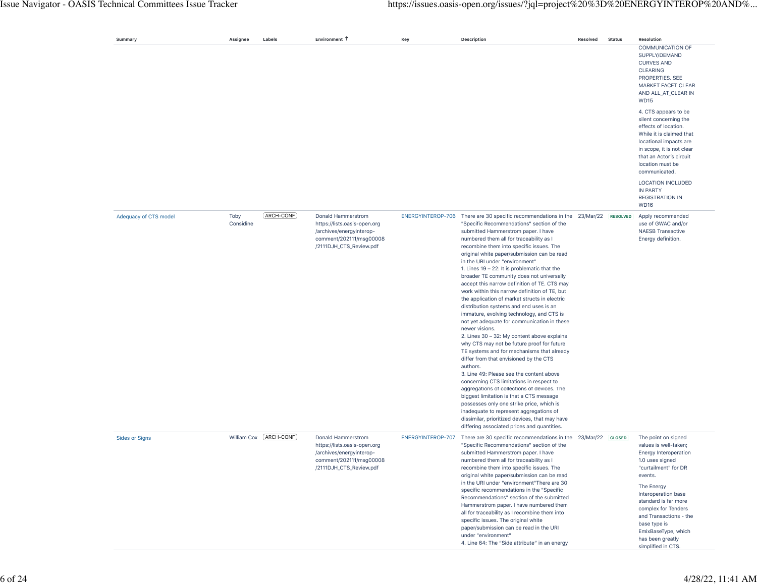| Summary | Assignee | Labels | Environment ↑ | Key | Description | Resolved | Status | Resolution |
|---|---|---|---|---|---|---|---|---|
| | | | | | | | | COMMUNICATION OF SUPPLY/DEMAND CURVES AND CLEARING PROPERTIES. SEE MARKET FACET CLEAR AND ALL_AT_CLEAR IN WD15<br><br>4. CTS appears to be silent concerning the effects of location. While it is claimed that locational impacts are in scope, it is not clear that an Actor's circuit location must be communicated.<br><br>LOCATION INCLUDED IN PARTY REGISTRATION IN WD16 |
| Adequacy of CTS model | Toby Considine | ARCH-CONF | Donald Hammerstrom https://lists.oasis-open.org/archives/energyinterop-comment/202111/msg00008/2111DJH_CTS_Review.pdf | ENERGYINTEROP-706 | There are 30 specific recommendations in the "Specific Recommendations" section of the submitted Hammerstrom paper. I have numbered them all for traceability as I recombine them into specific issues. The original white paper/submission can be read in the URI under "environment"<br>1. Lines 19 – 22: It is problematic that the broader TE community does not universally accept this narrow definition of TE. CTS may work within this narrow definition of TE, but the application of market structs in electric distribution systems and end uses is an immature, evolving technology, and CTS is not yet adequate for communication in these newer visions.<br>2. Lines 30 – 32: My content above explains why CTS may not be future proof for future TE systems and for mechanisms that already differ from that envisioned by the CTS authors.<br>3. Line 49: Please see the content above concerning CTS limitations in respect to aggregations of collections of devices. The biggest limitation is that a CTS message possesses only one strike price, which is inadequate to represent aggregations of dissimilar, prioritized devices, that may have differing associated prices and quantities. | 23/Mar/22 | RESOLVED | Apply recommended use of GWAC and/or NAESB Transactive Energy definition. |
| Sides or Signs | William Cox | ARCH-CONF | Donald Hammerstrom https://lists.oasis-open.org/archives/energyinterop-comment/202111/msg00008/2111DJH_CTS_Review.pdf | ENERGYINTEROP-707 | There are 30 specific recommendations in the "Specific Recommendations" section of the submitted Hammerstrom paper. I have numbered them all for traceability as I recombine them into specific issues. The original white paper/submission can be read in the URI under "environment"There are 30 specific recommendations in the "Specific Recommendations" section of the submitted Hammerstrom paper. I have numbered them all for traceability as I recombine them into specific issues. The original white paper/submission can be read in the URI under "environment"<br>4. Line 64: The "Side attribute" in an energy | 23/Mar/22 | CLOSED | The point on signed values is well-taken; Energy Interoperation 1.0 uses signed "curtailment" for DR events.<br><br>The Energy Interoperation base standard is far more complex for Tenders and Transactions - the base type is EmixBaseType, which has been greatly simplified in CTS. |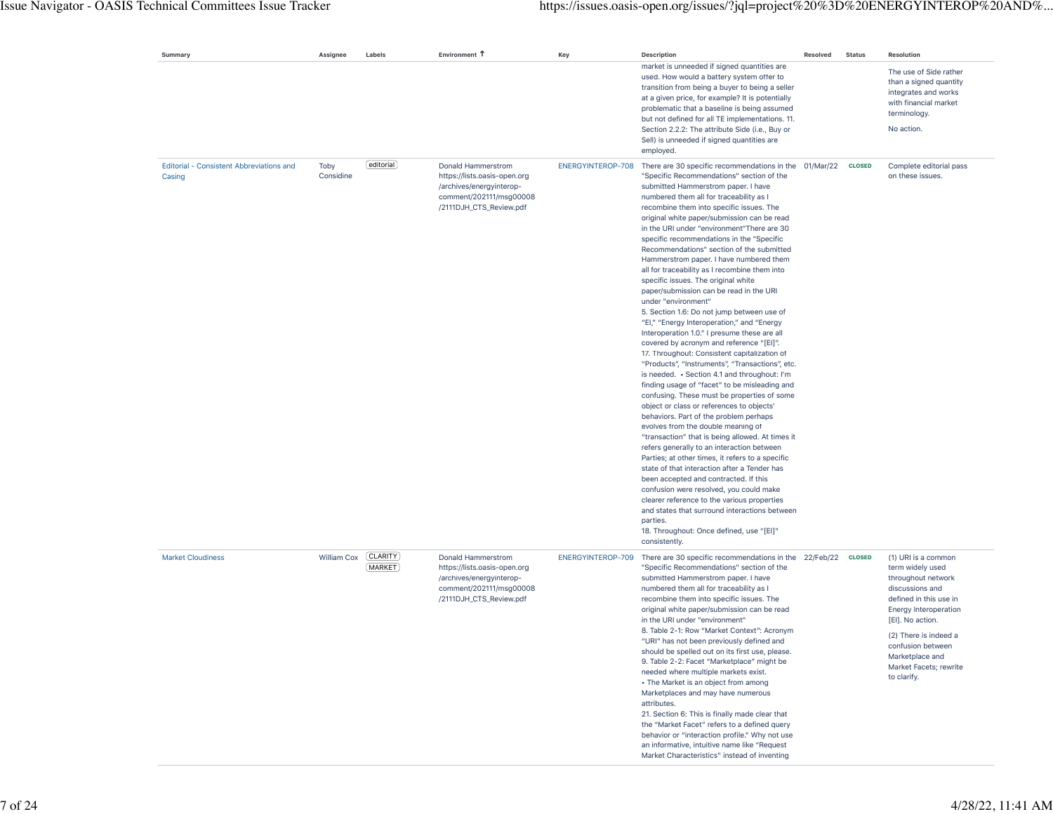| Summary | Assignee | Labels | Environment ↑ | Key | Description | Resolved | Status | Resolution |
|---|---|---|---|---|---|---|---|---|
| | | | | | market is unneeded if signed quantities are used. How would a battery system offer to transition from being a buyer to being a seller at a given price, for example? It is potentially problematic that a baseline is being assumed but not defined for all TE implementations. 11. Section 2.2.2: The attribute Side (i.e., Buy or Sell) is unneeded if signed quantities are employed. | | | The use of Side rather than a signed quantity integrates and works with financial market terminology.<br><br>No action. |
| Editorial - Consistent Abbreviations and Casing | Toby Considine | editorial | Donald Hammerstrom https://lists.oasis-open.org/archives/energyinterop-comment/202111/msg00008/2111DJH_CTS_Review.pdf | ENERGYINTEROP-708 | There are 30 specific recommendations in the "Specific Recommendations" section of the submitted Hammerstrom paper. I have numbered them all for traceability as I recombine them into specific issues. The original white paper/submission can be read in the URI under "environment"There are 30 specific recommendations in the "Specific Recommendations" section of the submitted Hammerstrom paper. I have numbered them all for traceability as I recombine them into specific issues. The original white paper/submission can be read in the URI under "environment"<br>5. Section 1.6: Do not jump between use of "EI," "Energy Interoperation," and "Energy Interoperation 1.0." I presume these are all covered by acronym and reference "[EI]".<br>17. Throughout: Consistent capitalization of "Products", "Instruments", "Transactions", etc. is needed. • Section 4.1 and throughout: I'm finding usage of "facet" to be misleading and confusing. These must be properties of some object or class or references to objects' behaviors. Part of the problem perhaps evolves from the double meaning of "transaction" that is being allowed. At times it refers generally to an interaction between Parties; at other times, it refers to a specific state of that interaction after a Tender has been accepted and contracted. If this confusion were resolved, you could make clearer reference to the various properties and states that surround interactions between parties.<br>18. Throughout: Once defined, use "[EI]" consistently. | 01/Mar/22 | CLOSED | Complete editorial pass on these issues. |
| Market Cloudiness | William Cox | CLARITY<br>MARKET | Donald Hammerstrom https://lists.oasis-open.org/archives/energyinterop-comment/202111/msg00008/2111DJH_CTS_Review.pdf | ENERGYINTEROP-709 | There are 30 specific recommendations in the "Specific Recommendations" section of the submitted Hammerstrom paper. I have numbered them all for traceability as I recombine them into specific issues. The original white paper/submission can be read in the URI under "environment"<br>8. Table 2-1: Row "Market Context": Acronym "URI" has not been previously defined and should be spelled out on its first use, please.<br>9. Table 2-2: Facet "Marketplace" might be needed where multiple markets exist.<br>• The Market is an object from among Marketplaces and may have numerous attributes.<br>21. Section 6: This is finally made clear that the "Market Facet" refers to a defined query behavior or "interaction profile." Why not use an informative, intuitive name like "Request Market Characteristics" instead of inventing | 22/Feb/22 | CLOSED | (1) URI is a common term widely used throughout network discussions and defined in this use in Energy Interoperation [EI]. No action.<br><br>(2) There is indeed a confusion between Marketplace and Market Facets; rewrite to clarify. |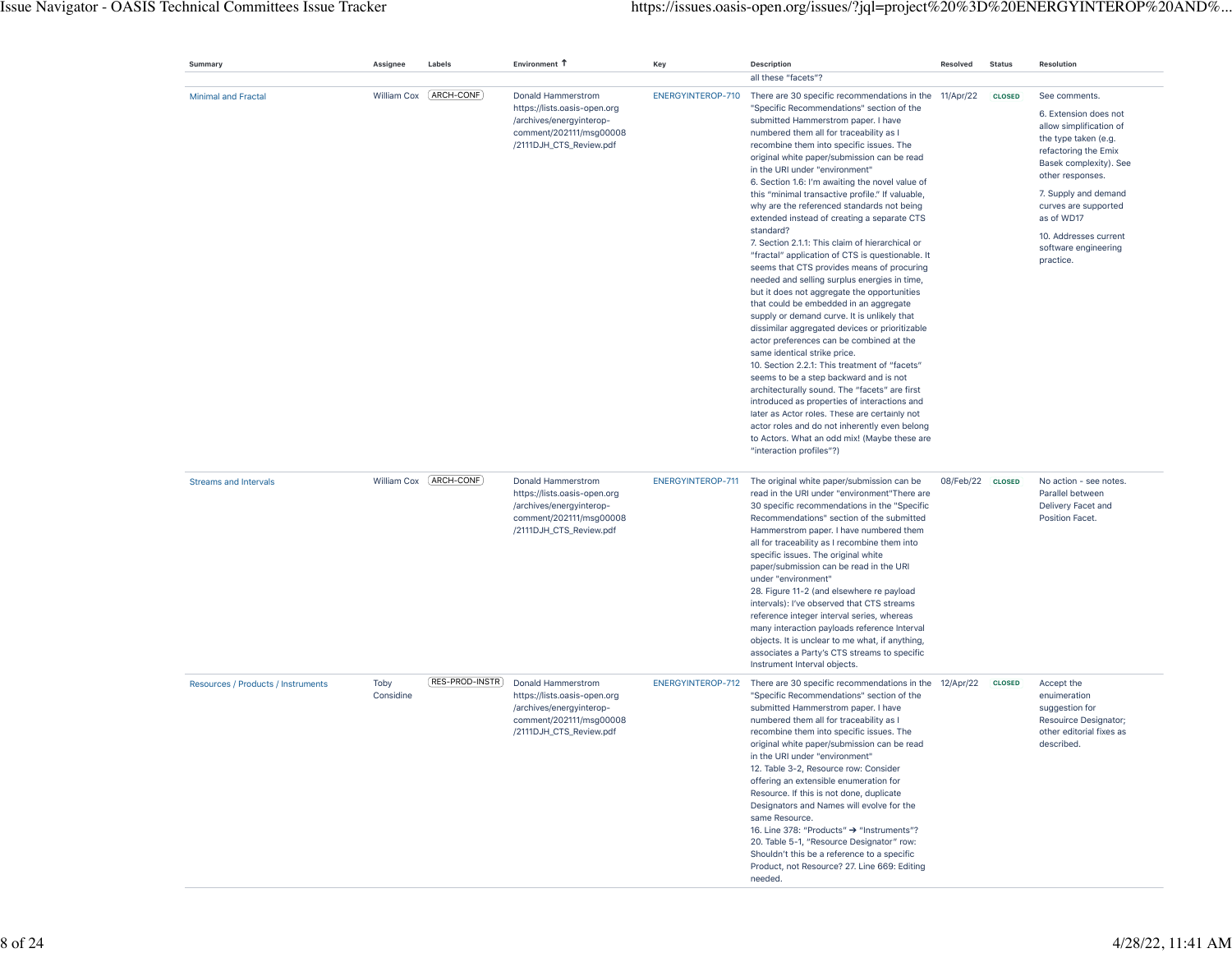| Summary | Assignee | Labels | Environment ↑ | Key | Description | Resolved | Status | Resolution |
|---|---|---|---|---|---|---|---|---|
| | | | | | all these "facets"? | | | |
| Minimal and Fractal | William Cox | ARCH-CONF | Donald Hammerstrom https://lists.oasis-open.org/archives/energyinterop-comment/202111/msg00008/2111DJH_CTS_Review.pdf | ENERGYINTEROP-710 | There are 30 specific recommendations in the "Specific Recommendations" section of the submitted Hammerstrom paper. I have numbered them all for traceability as I recombine them into specific issues. The original white paper/submission can be read in the URI under "environment"<br>6. Section 1.6: I'm awaiting the novel value of this "minimal transactive profile." If valuable, why are the referenced standards not being extended instead of creating a separate CTS standard?<br>7. Section 2.1.1: This claim of hierarchical or "fractal" application of CTS is questionable. It seems that CTS provides means of procuring needed and selling surplus energies in time, but it does not aggregate the opportunities that could be embedded in an aggregate supply or demand curve. It is unlikely that dissimilar aggregated devices or prioritizable actor preferences can be combined at the same identical strike price.<br>10. Section 2.2.1: This treatment of "facets" seems to be a step backward and is not architecturally sound. The "facets" are first introduced as properties of interactions and later as Actor roles. These are certainly not actor roles and do not inherently even belong to Actors. What an odd mix! (Maybe these are "interaction profiles"?) | 11/Apr/22 | CLOSED | See comments.<br>6. Extension does not allow simplification of the type taken (e.g. refactoring the Emix Basek complexity). See other responses.<br>7. Supply and demand curves are supported as of WD17<br>10. Addresses current software engineering practice. |
| Streams and Intervals | William Cox | ARCH-CONF | Donald Hammerstrom https://lists.oasis-open.org/archives/energyinterop-comment/202111/msg00008/2111DJH_CTS_Review.pdf | ENERGYINTEROP-711 | The original white paper/submission can be read in the URI under "environment"There are 30 specific recommendations in the "Specific Recommendations" section of the submitted Hammerstrom paper. I have numbered them all for traceability as I recombine them into specific issues. The original white paper/submission can be read in the URI under "environment"<br>28. Figure 11-2 (and elsewhere re payload intervals): I've observed that CTS streams reference integer interval series, whereas many interaction payloads reference Interval objects. It is unclear to me what, if anything, associates a Party's CTS streams to specific Instrument Interval objects. | 08/Feb/22 | CLOSED | No action - see notes. Parallel between Delivery Facet and Position Facet. |
| Resources / Products / Instruments | Toby Considine | RES-PROD-INSTR | Donald Hammerstrom https://lists.oasis-open.org/archives/energyinterop-comment/202111/msg00008/2111DJH_CTS_Review.pdf | ENERGYINTEROP-712 | There are 30 specific recommendations in the "Specific Recommendations" section of the submitted Hammerstrom paper. I have numbered them all for traceability as I recombine them into specific issues. The original white paper/submission can be read in the URI under "environment"<br>12. Table 3-2, Resource row: Consider offering an extensible enumeration for Resource. If this is not done, duplicate Designators and Names will evolve for the same Resource.<br>16. Line 378: "Products" → "Instruments"?<br>20. Table 5-1, "Resource Designator" row: Shouldn't this be a reference to a specific Product, not Resource? 27. Line 669: Editing needed. | 12/Apr/22 | CLOSED | Accept the enuimeration suggestion for Resoiurce Designator; other editorial fixes as described. |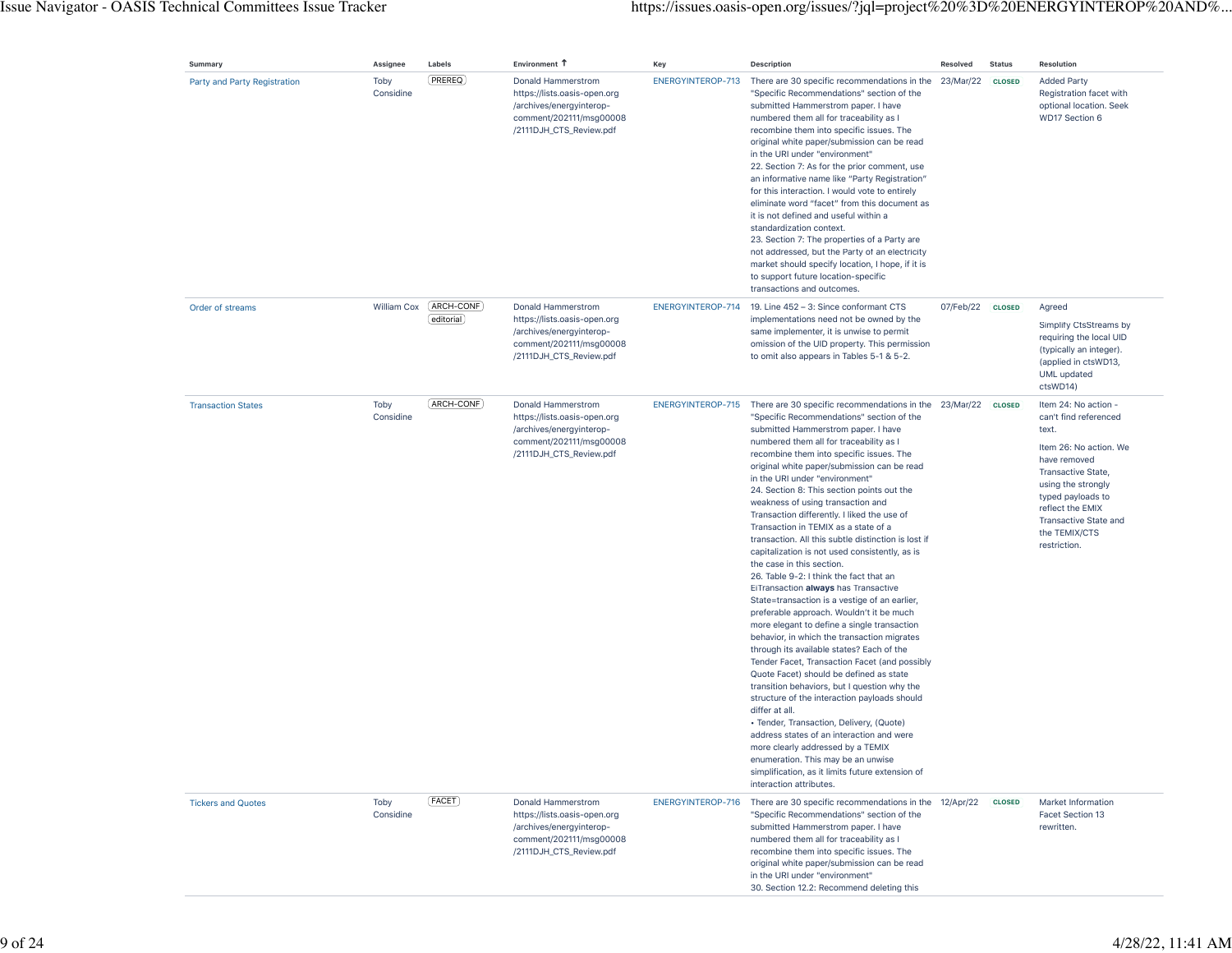| Summary | Assignee | Labels | Environment ↑ | Key | Description | Resolved | Status | Resolution |
|---|---|---|---|---|---|---|---|---|
| Party and Party Registration | Toby Considine | PREREQ | Donald Hammerstrom https://lists.oasis-open.org/archives/energyinterop-comment/202111/msg00008/2111DJH_CTS_Review.pdf | ENERGYINTEROP-713 | There are 30 specific recommendations in the "Specific Recommendations" section of the submitted Hammerstrom paper. I have numbered them all for traceability as I recombine them into specific issues. The original white paper/submission can be read in the URI under "environment"<br>22. Section 7: As for the prior comment, use an informative name like "Party Registration" for this interaction. I would vote to entirely eliminate word "facet" from this document as it is not defined and useful within a standardization context.<br>23. Section 7: The properties of a Party are not addressed, but the Party of an electricity market should specify location, I hope, if it is to support future location-specific transactions and outcomes. | 23/Mar/22 | CLOSED | Added Party Registration facet with optional location. Seek WD17 Section 6 |
| Order of streams | William Cox | ARCH-CONF editorial | Donald Hammerstrom https://lists.oasis-open.org/archives/energyinterop-comment/202111/msg00008/2111DJH_CTS_Review.pdf | ENERGYINTEROP-714 | 19. Line 452 – 3: Since conformant CTS implementations need not be owned by the same implementer, it is unwise to permit omission of the UID property. This permission to omit also appears in Tables 5-1 & 5-2. | 07/Feb/22 | CLOSED | Agreed<br>Simplify CtsStreams by requiring the local UID (typically an integer). (applied in ctsWD13, UML updated ctsWD14) |
| Transaction States | Toby Considine | ARCH-CONF | Donald Hammerstrom https://lists.oasis-open.org/archives/energyinterop-comment/202111/msg00008/2111DJH_CTS_Review.pdf | ENERGYINTEROP-715 | There are 30 specific recommendations in the "Specific Recommendations" section of the submitted Hammerstrom paper. I have numbered them all for traceability as I recombine them into specific issues. The original white paper/submission can be read in the URI under "environment"<br>24. Section 8: This section points out the weakness of using transaction and Transaction differently. I liked the use of Transaction in TEMIX as a state of a transaction. All this subtle distinction is lost if capitalization is not used consistently, as is the case in this section.<br>26. Table 9-2: I think the fact that an EiTransaction **always** has Transactive State=transaction is a vestige of an earlier, preferable approach. Wouldn't it be much more elegant to define a single transaction behavior, in which the transaction migrates through its available states? Each of the Tender Facet, Transaction Facet (and possibly Quote Facet) should be defined as state transition behaviors, but I question why the structure of the interaction payloads should differ at all.<br>• Tender, Transaction, Delivery, (Quote) address states of an interaction and were more clearly addressed by a TEMIX enumeration. This may be an unwise simplification, as it limits future extension of interaction attributes. | 23/Mar/22 | CLOSED | Item 24: No action - can't find referenced text.<br>Item 26: No action. We have removed Transactive State, using the strongly typed payloads to reflect the EMIX Transactive State and the TEMIX/CTS restriction. |
| Tickers and Quotes | Toby Considine | FACET | Donald Hammerstrom https://lists.oasis-open.org/archives/energyinterop-comment/202111/msg00008/2111DJH_CTS_Review.pdf | ENERGYINTEROP-716 | There are 30 specific recommendations in the "Specific Recommendations" section of the submitted Hammerstrom paper. I have numbered them all for traceability as I recombine them into specific issues. The original white paper/submission can be read in the URI under "environment"<br>30. Section 12.2: Recommend deleting this | 12/Apr/22 | CLOSED | Market Information Facet Section 13 rewritten. |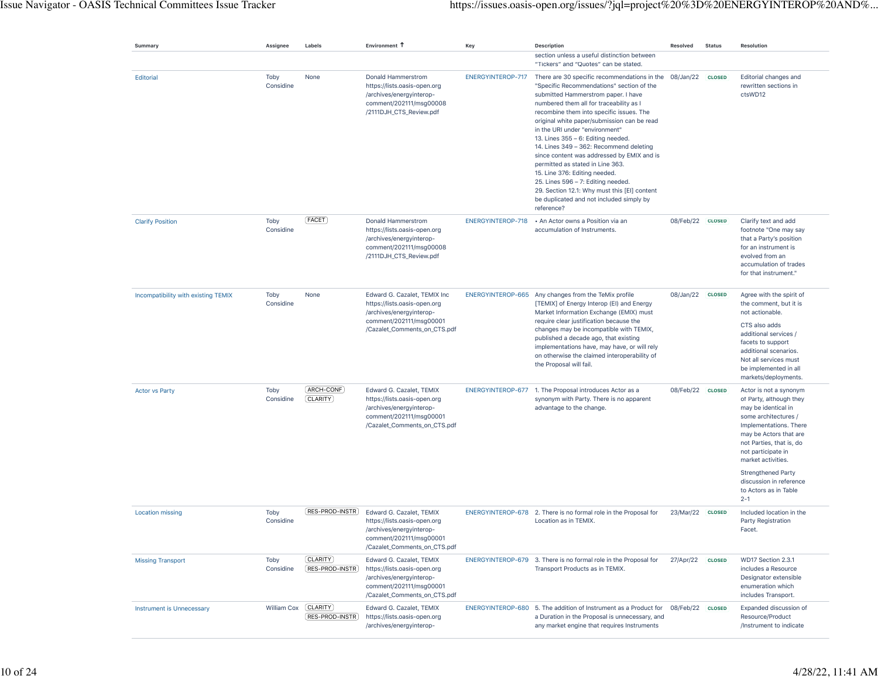| Summary | Assignee | Labels | Environment ↑ | Key | Description | Resolved | Status | Resolution |
|---|---|---|---|---|---|---|---|---|
| | | | | | section unless a useful distinction between "Tickers" and "Quotes" can be stated. | | | |
| Editorial | Toby Considine | None | Donald Hammerstrom https://lists.oasis-open.org/archives/energyinterop-comment/202111/msg00008/2111DJH_CTS_Review.pdf | ENERGYINTEROP-717 | There are 30 specific recommendations in the "Specific Recommendations" section of the submitted Hammerstrom paper. I have numbered them all for traceability as I recombine them into specific issues. The original white paper/submission can be read in the URI under "environment" 13. Lines 355 – 6: Editing needed. 14. Lines 349 – 362: Recommend deleting since content was addressed by EMIX and is permitted as stated in Line 363. 15. Line 376: Editing needed. 25. Lines 596 – 7: Editing needed. 29. Section 12.1: Why must this [EI] content be duplicated and not included simply by reference? | 08/Jan/22 | CLOSED | Editorial changes and rewritten sections in ctsWD12 |
| Clarify Position | Toby Considine | FACET | Donald Hammerstrom https://lists.oasis-open.org/archives/energyinterop-comment/202111/msg00008/2111DJH_CTS_Review.pdf | ENERGYINTEROP-718 | • An Actor owns a Position via an accumulation of Instruments. | 08/Feb/22 | CLOSED | Clarify text and add footnote "One may say that a Party's position for an instrument is evolved from an accumulation of trades for that instrument." |
| Incompatibility with existing TEMIX | Toby Considine | None | Edward G. Cazalet, TEMIX Inc https://lists.oasis-open.org/archives/energyinterop-comment/202111/msg00001/Cazalet_Comments_on_CTS.pdf | ENERGYINTEROP-665 | Any changes from the TeMix profile [TEMIX] of Energy Interop (EI) and Energy Market Information Exchange (EMIX) must require clear justification because the changes may be incompatible with TEMIX, published a decade ago, that existing implementations have, may have, or will rely on otherwise the claimed interoperability of the Proposal will fail. | 08/Jan/22 | CLOSED | Agree with the spirit of the comment, but it is not actionable. CTS also adds additional services / facets to support additional scenarios. Not all services must be implemented in all markets/deployments. |
| Actor vs Party | Toby Considine | ARCH-CONF CLARITY | Edward G. Cazalet, TEMIX https://lists.oasis-open.org/archives/energyinterop-comment/202111/msg00001/Cazalet_Comments_on_CTS.pdf | ENERGYINTEROP-677 | 1. The Proposal introduces Actor as a synonym with Party. There is no apparent advantage to the change. | 08/Feb/22 | CLOSED | Actor is not a synonym of Party, although they may be identical in some architectures / Implementations. There may be Actors that are not Parties, that is, do not participate in market activities. Strengthened Party discussion in reference to Actors as in Table 2-1 |
| Location missing | Toby Considine | RES-PROD-INSTR | Edward G. Cazalet, TEMIX https://lists.oasis-open.org/archives/energyinterop-comment/202111/msg00001/Cazalet_Comments_on_CTS.pdf | ENERGYINTEROP-678 | 2. There is no formal role in the Proposal for Location as in TEMIX. | 23/Mar/22 | CLOSED | Included location in the Party Registration Facet. |
| Missing Transport | Toby Considine | CLARITY RES-PROD-INSTR | Edward G. Cazalet, TEMIX https://lists.oasis-open.org/archives/energyinterop-comment/202111/msg00001/Cazalet_Comments_on_CTS.pdf | ENERGYINTEROP-679 | 3. There is no formal role in the Proposal for Transport Products as in TEMIX. | 27/Apr/22 | CLOSED | WD17 Section 2.3.1 includes a Resource Designator extensible enumeration which includes Transport. |
| Instrument is Unnecessary | William Cox | CLARITY RES-PROD-INSTR | Edward G. Cazalet, TEMIX https://lists.oasis-open.org/archives/energyinterop- | ENERGYINTEROP-680 | 5. The addition of Instrument as a Product for a Duration in the Proposal is unnecessary, and any market engine that requires Instruments | 08/Feb/22 | CLOSED | Expanded discussion of Resource/Product/Instrument to indicate |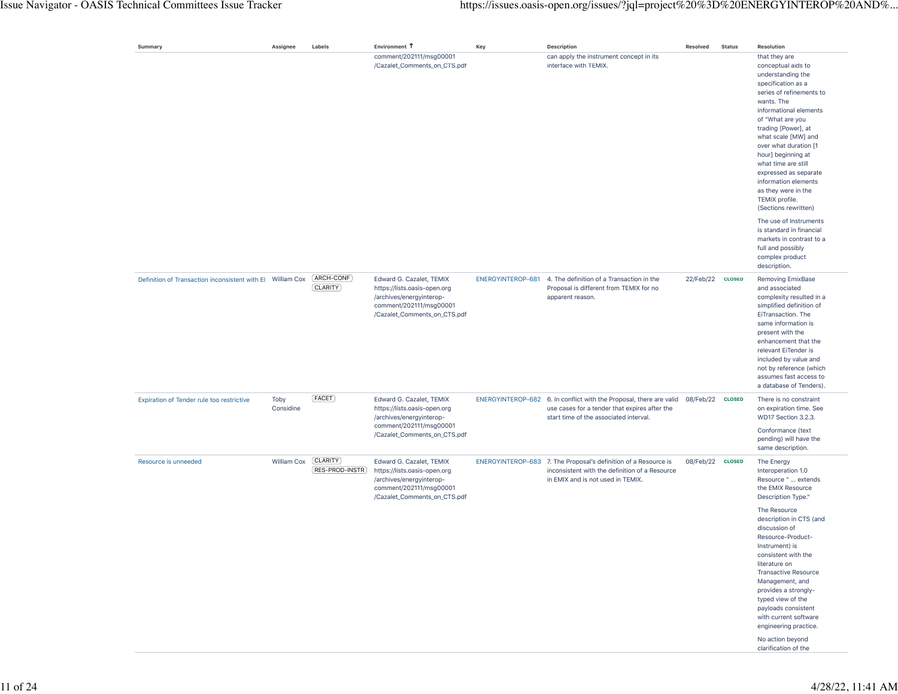| Summary | Assignee | Labels | Environment ↑ | Key | Description | Resolved | Status | Resolution |
|---|---|---|---|---|---|---|---|---|
| | | | comment/202111/msg00001 /Cazalet_Comments_on_CTS.pdf | | can apply the instrument concept in its interface with TEMIX. | | | that they are conceptual aids to understanding the specification as a series of refinements to wants. The informational elements of "What are you trading [Power], at what scale [MW] and over what duration [1 hour] beginning at what time are still expressed as separate information elements as they were in the TEMIX profile. (Sections rewritten)<br><br>The use of Instruments is standard in financial markets in contrast to a full and possibly complex product description. |
| Definition of Transaction inconsistent with EI | William Cox | ARCH-CONF CLARITY | Edward G. Cazalet, TEMIX https://lists.oasis-open.org /archives/energyinterop-comment/202111/msg00001 /Cazalet_Comments_on_CTS.pdf | ENERGYINTEROP-681 | 4. The definition of a Transaction in the Proposal is different from TEMIX for no apparent reason. | 22/Feb/22 | CLOSED | Removing EmixBase and associated complexity resulted in a simplified definition of EiTransaction. The same information is present with the enhancement that the relevant EiTender is included by value and not by reference (which assumes fast access to a database of Tenders). |
| Expiration of Tender rule too restrictive | Toby Considine | FACET | Edward G. Cazalet, TEMIX https://lists.oasis-open.org /archives/energyinterop-comment/202111/msg00001 /Cazalet_Comments_on_CTS.pdf | ENERGYINTEROP-682 | 6. In conflict with the Proposal, there are valid use cases for a tender that expires after the start time of the associated interval. | 08/Feb/22 | CLOSED | There is no constraint on expiration time. See WD17 Section 3.2.3.<br><br>Conformance (text pending) will have the same description. |
| Resource is unneeded | William Cox | CLARITY RES-PROD-INSTR | Edward G. Cazalet, TEMIX https://lists.oasis-open.org /archives/energyinterop-comment/202111/msg00001 /Cazalet_Comments_on_CTS.pdf | ENERGYINTEROP-683 | 7. The Proposal's definition of a Resource is inconsistent with the definition of a Resource in EMIX and is not used in TEMIX. | 08/Feb/22 | CLOSED | The Energy Interoperation 1.0 Resource " ... extends the EMIX Resource Description Type."<br><br>The Resource description in CTS (and discussion of Resource-Product-Instrument) is consistent with the literature on Transactive Resource Management, and provides a strongly-typed view of the payloads consistent with current software engineering practice.<br><br>No action beyond clarification of the |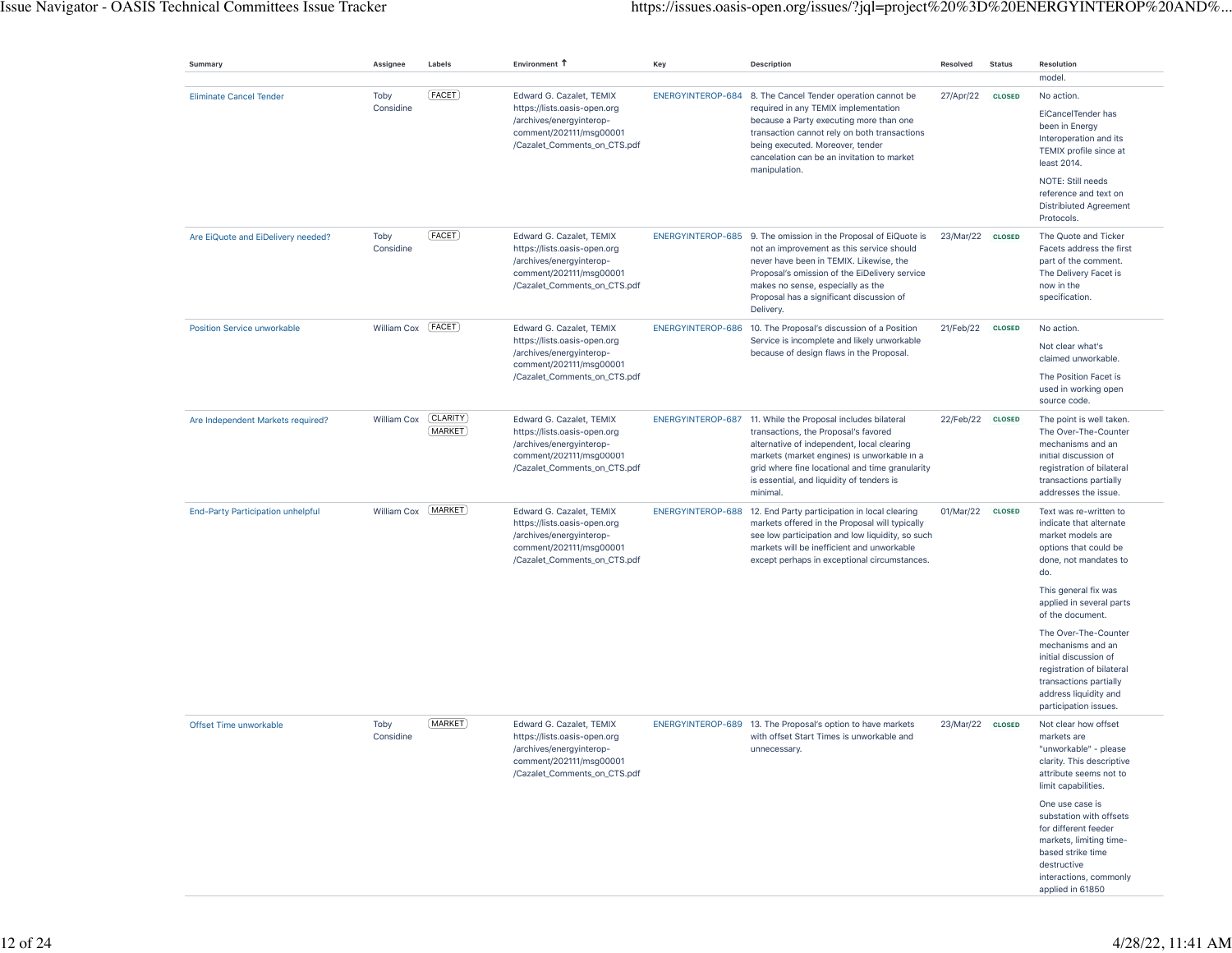| Summary | Assignee | Labels | Environment ↑ | Key | Description | Resolved | Status | Resolution |
|---|---|---|---|---|---|---|---|---|
| | | | | | | | | model. |
| Eliminate Cancel Tender | Toby Considine | FACET | Edward G. Cazalet, TEMIX https://lists.oasis-open.org/archives/energyinterop-comment/202111/msg00001/Cazalet_Comments_on_CTS.pdf | ENERGYINTEROP-684 | 8. The Cancel Tender operation cannot be required in any TEMIX implementation because a Party executing more than one transaction cannot rely on both transactions being executed. Moreover, tender cancelation can be an invitation to market manipulation. | 27/Apr/22 | CLOSED | No action.<br><br>EiCancelTender has been in Energy Interoperation and its TEMIX profile since at least 2014.<br><br>NOTE: Still needs reference and text on Distribiuted Agreement Protocols. |
| Are EiQuote and EiDelivery needed? | Toby Considine | FACET | Edward G. Cazalet, TEMIX https://lists.oasis-open.org/archives/energyinterop-comment/202111/msg00001/Cazalet_Comments_on_CTS.pdf | ENERGYINTEROP-685 | 9. The omission in the Proposal of EiQuote is not an improvement as this service should never have been in TEMIX. Likewise, the Proposal's omission of the EiDelivery service makes no sense, especially as the Proposal has a significant discussion of Delivery. | 23/Mar/22 | CLOSED | The Quote and Ticker Facets address the first part of the comment. The Delivery Facet is now in the specification. |
| Position Service unworkable | William Cox | FACET | Edward G. Cazalet, TEMIX https://lists.oasis-open.org/archives/energyinterop-comment/202111/msg00001/Cazalet_Comments_on_CTS.pdf | ENERGYINTEROP-686 | 10. The Proposal's discussion of a Position Service is incomplete and likely unworkable because of design flaws in the Proposal. | 21/Feb/22 | CLOSED | No action.<br><br>Not clear what's claimed unworkable.<br><br>The Position Facet is used in working open source code. |
| Are Independent Markets required? | William Cox | CLARITY MARKET | Edward G. Cazalet, TEMIX https://lists.oasis-open.org/archives/energyinterop-comment/202111/msg00001/Cazalet_Comments_on_CTS.pdf | ENERGYINTEROP-687 | 11. While the Proposal includes bilateral transactions, the Proposal's favored alternative of independent, local clearing markets (market engines) is unworkable in a grid where fine locational and time granularity is essential, and liquidity of tenders is minimal. | 22/Feb/22 | CLOSED | The point is well taken. The Over-The-Counter mechanisms and an initial discussion of registration of bilateral transactions partially addresses the issue. |
| End-Party Participation unhelpful | William Cox | MARKET | Edward G. Cazalet, TEMIX https://lists.oasis-open.org/archives/energyinterop-comment/202111/msg00001/Cazalet_Comments_on_CTS.pdf | ENERGYINTEROP-688 | 12. End Party participation in local clearing markets offered in the Proposal will typically see low participation and low liquidity, so such markets will be inefficient and unworkable except perhaps in exceptional circumstances. | 01/Mar/22 | CLOSED | Text was re-written to indicate that alternate market models are options that could be done, not mandates to do.<br><br>This general fix was applied in several parts of the document.<br><br>The Over-The-Counter mechanisms and an initial discussion of registration of bilateral transactions partially address liquidity and participation issues. |
| Offset Time unworkable | Toby Considine | MARKET | Edward G. Cazalet, TEMIX https://lists.oasis-open.org/archives/energyinterop-comment/202111/msg00001/Cazalet_Comments_on_CTS.pdf | ENERGYINTEROP-689 | 13. The Proposal's option to have markets with offset Start Times is unworkable and unnecessary. | 23/Mar/22 | CLOSED | Not clear how offset markets are "unworkable" - please clarity. This descriptive attribute seems not to limit capabilities.<br><br>One use case is substation with offsets for different feeder markets, limiting time-based strike time destructive interactions, commonly applied in 61850 |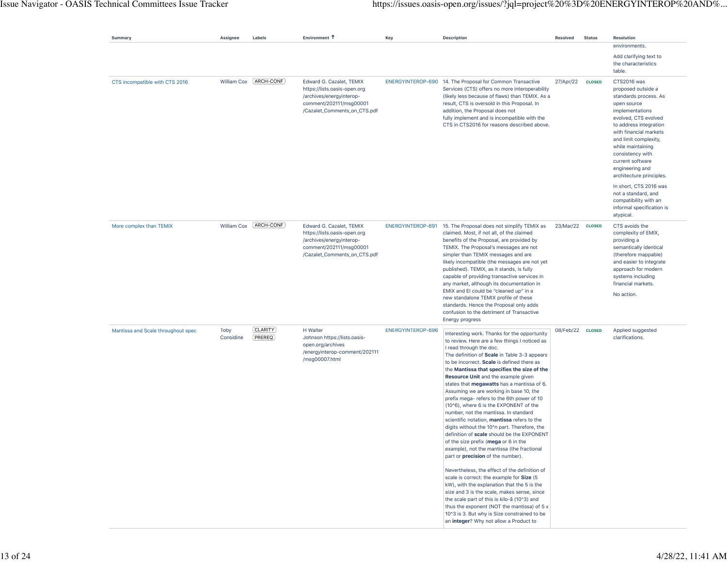| Summary | Assignee | Labels | Environment ↑ | Key | Description | Resolved | Status | Resolution |
|---|---|---|---|---|---|---|---|---|
| | | | | | | | | environments.<br><br>Add clarifying text to the characteristics table. |
| CTS incompatible with CTS 2016 | William Cox | ARCH-CONF | Edward G. Cazalet, TEMIX https://lists.oasis-open.org/archives/energyinterop-comment/202111/msg00001/Cazalet_Comments_on_CTS.pdf | ENERGYINTEROP-690 | 14. The Proposal for Common Transactive Services (CTS) offers no more interoperability (likely less because of flaws) than TEMIX. As a result, CTS is oversold in this Proposal. In addition, the Proposal does not fully implement and is incompatible with the CTS in CTS2016 for reasons described above. | 27/Apr/22 | CLOSED | CTS2016 was proposed outside a standards process. As open source implementations evolved, CTS evolved to address integration with financial markets and limit complexity, while maintaining consistency with current software engineering and architecture principles.<br><br>In short, CTS 2016 was not a standard, and compatibility with an informal specification is atypical. |
| More complex than TEMIX | William Cox | ARCH-CONF | Edward G. Cazalet, TEMIX https://lists.oasis-open.org/archives/energyinterop-comment/202111/msg00001/Cazalet_Comments_on_CTS.pdf | ENERGYINTEROP-691 | 15. The Proposal does not simplify TEMIX as claimed. Most, if not all, of the claimed benefits of the Proposal, are provided by TEMIX. The Proposal's messages are not simpler than TEMIX messages and are likely incompatible (the messages are not yet published). TEMIX, as it stands, is fully capable of providing transactive services in any market, although its documentation in EMIX and EI could be "cleaned up" in a new standalone TEMIX profile of these standards. Hence the Proposal only adds confusion to the detriment of Transactive Energy progress | 23/Mar/22 | CLOSED | CTS avoids the complexity of EMIX, providing a semantically identical (therefore mappable) and easier to integrate approach for modern systems including financial markets.<br><br>No action. |
| Mantissa and Scale throughout spec | Toby Considine | CLARITY PREREQ | H Walter Johnson https://lists.oasis-open.org/archives/energyinterop-comment/202111/msg00007.html | ENERGYINTEROP-696 | Interesting work. Thanks for the opportunity to review. Here are a few things I noticed as I read through the doc.<br>The definition of **Scale** in Table 3-3 appears to be incorrect. **Scale** is defined there as the **Mantissa that specifies the size of the Resource Unit** and the example given states that **megawatts** has a mantissa of 6. Assuming we are working in base 10, the prefix mega- refers to the 6th power of 10 (10^6), where 6 is the EXPONENT of the number, not the mantissa. In standard scientific notation, **mantissa** refers to the digits without the 10^n part. Therefore, the definition of **scale** should be the EXPONENT of the size prefix (**mega** or 6 in the example), not the mantissa (the fractional part or **precision** of the number).<br><br>Nevertheless, the effect of the definition of scale is correct: the example for **Size** (5 kW), with the explanation that the 5 is the size and 3 is the scale, makes sense, since the scale part of this is kilo-â (10^3) and thus the exponent (NOT the mantissa) of 5 x 10^3 is 3. But why is Size constrained to be an **integer**? Why not allow a Product to | 08/Feb/22 | CLOSED | Applied suggested clarifications. |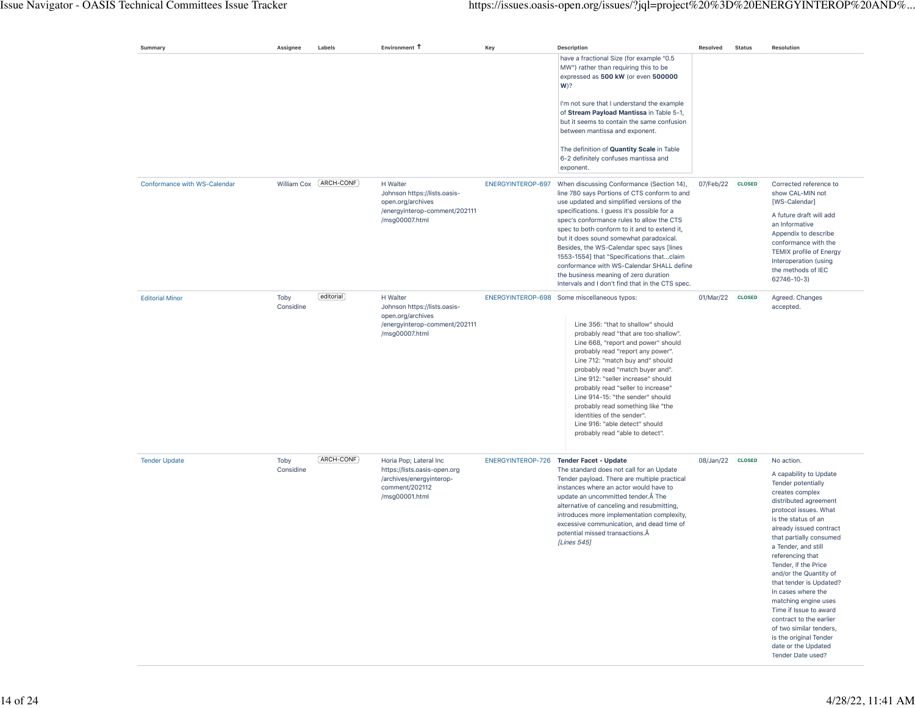| Summary | Assignee | Labels | Environment | Key | Description | Resolved | Status | Resolution |
|---|---|---|---|---|---|---|---|---|
| | | | | | have a fractional Size (for example "0.5 MW") rather than requiring this to be expressed as **500 kW** (or even **500000 W**)?<br><br>I'm not sure that I understand the example of **Stream Payload Mantissa** in Table 5-1, but it seems to contain the same confusion between mantissa and exponent.<br><br>The definition of **Quantity Scale** in Table 6-2 definitely confuses mantissa and exponent. | | | |
| Conformance with WS-Calendar | William Cox | ARCH-CONF | H Walter Johnson https://lists.oasis-open.org/archives/energyinterop-comment/202111/msg00007.html | ENERGYINTEROP-697 | When discussing Conformance (Section 14), line 780 says Portions of CTS conform to and use updated and simplified versions of the specifications. I guess it's possible for a spec's conformance rules to allow the CTS spec to both conform to it and to extend it, but it does sound somewhat paradoxical. Besides, the WS-Calendar spec says [lines 1553-1554] that "Specifications that...claim conformance with WS-Calendar SHALL define the business meaning of zero duration Intervals and I don't find that in the CTS spec. | 07/Feb/22 | CLOSED | Corrected reference to show CAL-MIN not [WS-Calendar]<br><br>A future draft will add an Informative Appendix to describe conformance with the TEMIX profile of Energy Interoperation (using the methods of IEC 62746-10-3) |
| Editorial Minor | Toby Considine | editorial | H Walter Johnson https://lists.oasis-open.org/archives/energyinterop-comment/202111/msg00007.html | ENERGYINTEROP-698 | Some miscellaneous typos:<br><br>Line 356: "that to shallow" should probably read "that are too shallow".<br>Line 668, "report and power" should probably read "report any power".<br>Line 712: "match buy and" should probably read "match buyer and".<br>Line 912: "seller increase" should probably read "seller to increase"<br>Line 914-15: "the sender" should probably read something like "the identities of the sender".<br>Line 916: "able detect" should probably read "able to detect". | 01/Mar/22 | CLOSED | Agreed. Changes accepted. |
| Tender Update | Toby Considine | ARCH-CONF | Horia Pop; Lateral Inc https://lists.oasis-open.org/archives/energyinterop-comment/202112/msg00001.html | ENERGYINTEROP-726 | **Tender Facet - Update**<br>The standard does not call for an Update Tender payload. There are multiple practical instances where an actor would have to update an uncommitted tender.Â The alternative of canceling and resubmitting, introduces more implementation complexity, excessive communication, and dead time of potential missed transactions.Â<br>*[Lines 545]* | 08/Jan/22 | CLOSED | No action.<br><br>A capability to Update Tender potentially creates complex distributed agreement protocol issues. What is the status of an already issued contract that partially consumed a Tender, and still referencing that Tender, if the Price and/or the Quantity of that tender is Updated? In cases where the matching engine uses Time if Issue to award contract to the earlier of two similar tenders, is the original Tender date or the Updated Tender Date used? |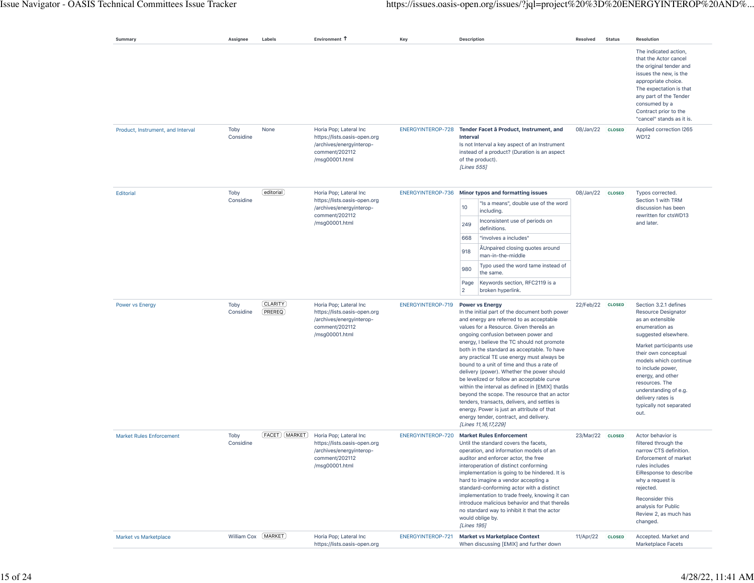| Summary | Assignee | Labels | Environment ↑ | Key | Description | Resolved | Status | Resolution |
|---|---|---|---|---|---|---|---|---|
| | | | | | | | | The indicated action, that the Actor cancel the original tender and issues the new, is the appropriate choice. The expectation is that any part of the Tender consumed by a Contract prior to the "cancel" stands as it is. |
| Product, Instrument, and Interval | Toby Considine | None | Horia Pop; Lateral Inc https://lists.oasis-open.org/archives/energyinterop-comment/202112/msg00001.html | ENERGYINTEROP-728 | **Tender Facet â Product, Instrument, and Interval** Is not Interval a key aspect of an Instrument instead of a product? (Duration is an aspect of the product). *[Lines 555]* | 08/Jan/22 | CLOSED | Applied correction I265 WD12 |
| Editorial | Toby Considine | editorial | Horia Pop; Lateral Inc https://lists.oasis-open.org/archives/energyinterop-comment/202112/msg00001.html | ENERGYINTEROP-736 | **Minor typos and formatting issues** 10: "Is a means", double use of the word including. 249: Inconsistent use of periods on definitions. 668: "involves a includes" 918: ÂUnpaired closing quotes around man-in-the-middle 980: Typo used the word tame instead of the same. Page 2: Keywords section, RFC2119 is a broken hyperlink. | 08/Jan/22 | CLOSED | Typos corrected. Section 1 with TRM discussion has been rewritten for ctsWD13 and later. |
| Power vs Energy | Toby Considine | CLARITY PREREQ | Horia Pop; Lateral Inc https://lists.oasis-open.org/archives/energyinterop-comment/202112/msg00001.html | ENERGYINTEROP-719 | **Power vs Energy** In the initial part of the document both power and energy are referred to as acceptable values for a Resource. Given thereâs an ongoing confusion between power and energy, I believe the TC should not promote both in the standard as acceptable. To have any practical TE use energy must always be bound to a unit of time and thus a rate of delivery (power). Whether the power should be levelized or follow an acceptable curve within the interval as defined in [EMIX] thatâs beyond the scope. The resource that an actor tenders, transacts, delivers, and settles is energy. Power is just an attribute of that energy tender, contract, and delivery. *[Lines 11,16,17,229]* | 22/Feb/22 | CLOSED | Section 3.2.1 defines Resource Designator as an extensible enumeration as suggested elsewhere. Market participants use their own conceptual models which continue to include power, energy, and other resources. The understanding of e.g. delivery rates is typically not separated out. |
| Market Rules Enforcement | Toby Considine | FACET MARKET | Horia Pop; Lateral Inc https://lists.oasis-open.org/archives/energyinterop-comment/202112/msg00001.html | ENERGYINTEROP-720 | **Market Rules Enforcement** Until the standard covers the facets, operation, and information models of an auditor and enforcer actor, the free interoperation of distinct conforming implementation is going to be hindered. It is hard to imagine a vendor accepting a standard-conforming actor with a distinct implementation to trade freely, knowing it can introduce malicious behavior and that thereâs no standard way to inhibit it that the actor would oblige by. *[Lines 195]* | 23/Mar/22 | CLOSED | Actor behavior is filtered through the narrow CTS definition. Enforcement of market rules includes EiResponse to describe why a request is rejected. Reconsider this analysis for Public Review 2, as much has changed. |
| Market vs Marketplace | William Cox | MARKET | Horia Pop; Lateral Inc https://lists.oasis-open.org | ENERGYINTEROP-721 | **Market vs Marketplace Context** When discussing [EMIX] and further down | 11/Apr/22 | CLOSED | Accepted. Market and Marketplace Facets |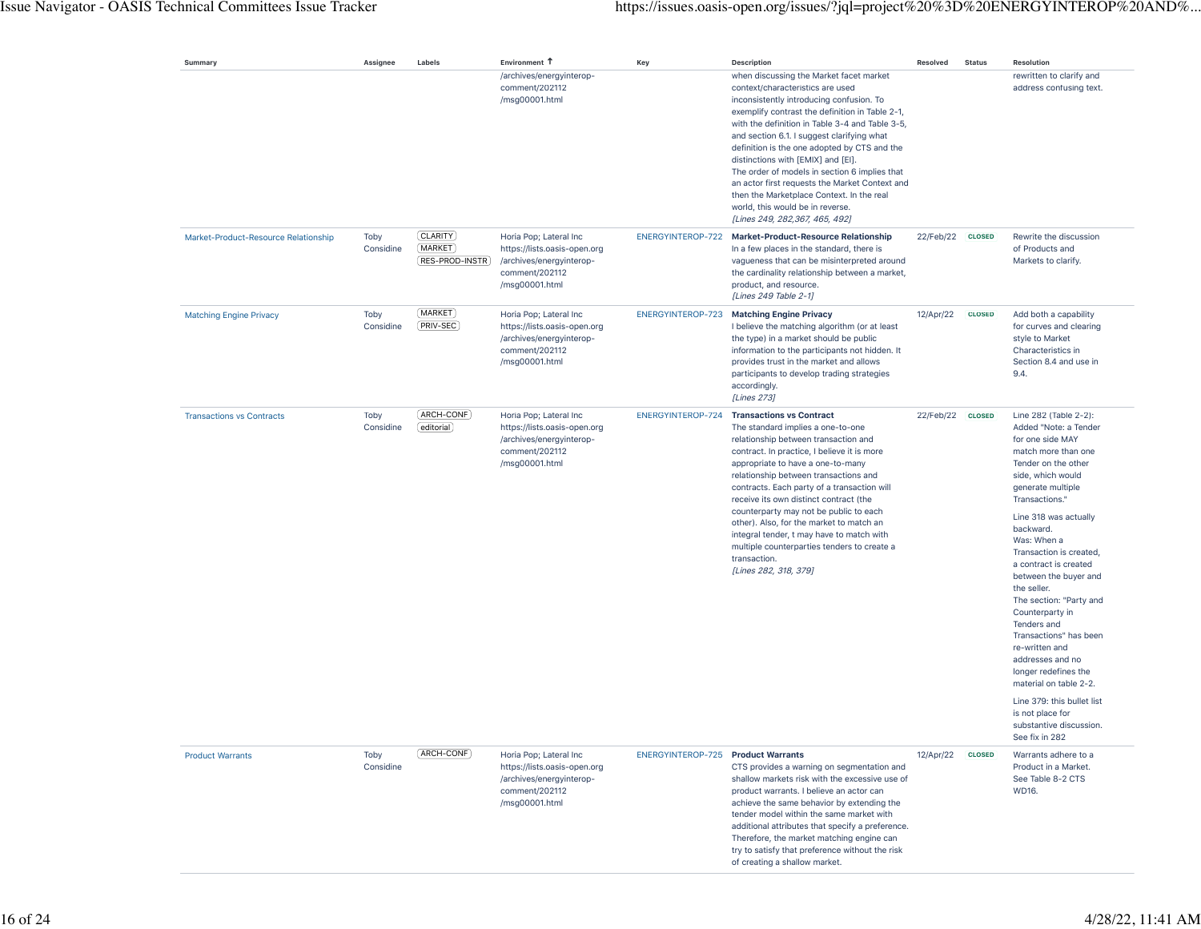| Summary | Assignee | Labels | Environment ↑ | Key | Description | Resolved | Status | Resolution |
|---|---|---|---|---|---|---|---|---|
| | | | /archives/energyinterop-comment/202112/msg00001.html | | when discussing the Market facet market context/characteristics are used inconsistently introducing confusion. To exemplify contrast the definition in Table 2-1, with the definition in Table 3-4 and Table 3-5, and section 6.1. I suggest clarifying what definition is the one adopted by CTS and the distinctions with [EMIX] and [EI]. The order of models in section 6 implies that an actor first requests the Market Context and then the Marketplace Context. In the real world, this would be in reverse. *[Lines 249, 282,367, 465, 492]* | | | rewritten to clarify and address confusing text. |
| Market-Product-Resource Relationship | Toby Considine | CLARITY MARKET RES-PROD-INSTR | Horia Pop; Lateral Inc https://lists.oasis-open.org/archives/energyinterop-comment/202112/msg00001.html | ENERGYINTEROP-722 | **Market-Product-Resource Relationship** In a few places in the standard, there is vagueness that can be misinterpreted around the cardinality relationship between a market, product, and resource. *[Lines 249 Table 2-1]* | 22/Feb/22 | CLOSED | Rewrite the discussion of Products and Markets to clarify. |
| Matching Engine Privacy | Toby Considine | MARKET PRIV-SEC | Horia Pop; Lateral Inc https://lists.oasis-open.org/archives/energyinterop-comment/202112/msg00001.html | ENERGYINTEROP-723 | **Matching Engine Privacy** I believe the matching algorithm (or at least the type) in a market should be public information to the participants not hidden. It provides trust in the market and allows participants to develop trading strategies accordingly. *[Lines 273]* | 12/Apr/22 | CLOSED | Add both a capability for curves and clearing style to Market Characteristics in Section 8.4 and use in 9.4. |
| Transactions vs Contracts | Toby Considine | ARCH-CONF editorial | Horia Pop; Lateral Inc https://lists.oasis-open.org/archives/energyinterop-comment/202112/msg00001.html | ENERGYINTEROP-724 | **Transactions vs Contract** The standard implies a one-to-one relationship between transaction and contract. In practice, I believe it is more appropriate to have a one-to-many relationship between transactions and contracts. Each party of a transaction will receive its own distinct contract (the counterparty may not be public to each other). Also, for the market to match an integral tender, t may have to match with multiple counterparties tenders to create a transaction. *[Lines 282, 318, 379]* | 22/Feb/22 | CLOSED | Line 282 (Table 2-2): Added "Note: a Tender for one side MAY match more than one Tender on the other side, which would generate multiple Transactions." Line 318 was actually backward. Was: When a Transaction is created, a contract is created between the buyer and the seller. The section: "Party and Counterparty in Tenders and Transactions" has been re-written and addresses and no longer redefines the material on table 2-2. Line 379: this bullet list is not place for substantive discussion. See fix in 282 |
| Product Warrants | Toby Considine | ARCH-CONF | Horia Pop; Lateral Inc https://lists.oasis-open.org/archives/energyinterop-comment/202112/msg00001.html | ENERGYINTEROP-725 | **Product Warrants** CTS provides a warning on segmentation and shallow markets risk with the excessive use of product warrants. I believe an actor can achieve the same behavior by extending the tender model within the same market with additional attributes that specify a preference. Therefore, the market matching engine can try to satisfy that preference without the risk of creating a shallow market. | 12/Apr/22 | CLOSED | Warrants adhere to a Product in a Market. See Table 8-2 CTS WD16. |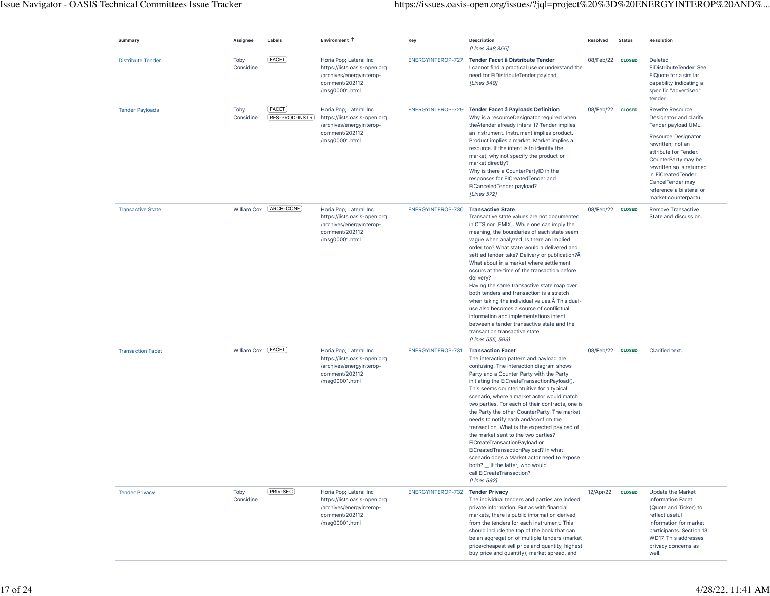| Summary | Assignee | Labels | Environment ↑ | Key | Description | Resolved | Status | Resolution |
|---|---|---|---|---|---|---|---|---|
| | | | | | *[Lines 348,355]* | | | |
| Distribute Tender | Toby Considine | FACET | Horia Pop; Lateral Inc https://lists.oasis-open.org/archives/energyinterop-comment/202112/msg00001.html | ENERGYINTEROP-727 | **Tender Facet â Distribute Tender** I cannot find a practical use or understand the need for EiDistributeTender payload. *[Lines 549]* | 08/Feb/22 | CLOSED | Deleted EiDistributeTender. See EiQuote for a similar capability indicating a specific "advertised" tender. |
| Tender Payloads | Toby Considine | FACET RES-PROD-INSTR | Horia Pop; Lateral Inc https://lists.oasis-open.org/archives/energyinterop-comment/202112/msg00001.html | ENERGYINTEROP-729 | **Tender Facet â Payloads Definition** Why is a resourceDesignator required when theÂtender already infers it? Tender implies an instrument. Instrument implies product. Product implies a market. Market implies a resource. If the intent is to identify the market, why not specify the product or market directly? Why is there a CounterPartyID in the responses for EICreatedTender and EiCanceledTender payload? *[Lines 572]* | 08/Feb/22 | CLOSED | Rewrite Resource Designator and clarify Tender payload UML. Resource Designator rewritten; not an attribute for Tender. CounterParty may be rewritten so is returned in EiCreatedTender CancelTender may reference a bilateral or market counterpartu. |
| Transactive State | William Cox | ARCH-CONF | Horia Pop; Lateral Inc https://lists.oasis-open.org/archives/energyinterop-comment/202112/msg00001.html | ENERGYINTEROP-730 | **Transactive State** Transactive state values are not documented in CTS nor [EMIX]. While one can imply the meaning, the boundaries of each state seem vague when analyzed. Is there an implied order too? What state would a delivered and settled tender take? Delivery or publication?Â What about in a market where settlement occurs at the time of the transaction before delivery? Having the same transactive state map over both tenders and transaction is a stretch when taking the individual values.Â This dual-use also becomes a source of conflictual information and implementations intent between a tender transactive state and the transaction transactive state. *[Lines 555, 599]* | 08/Feb/22 | CLOSED | Remove Transactive State and discussion. |
| Transaction Facet | William Cox | FACET | Horia Pop; Lateral Inc https://lists.oasis-open.org/archives/energyinterop-comment/202112/msg00001.html | ENERGYINTEROP-731 | **Transaction Facet** The interaction pattern and payload are confusing. The interaction diagram shows Party and a Counter Party with the Party initiating the EiCreateTransactionPayload(). This seems counterintuitive for a typical scenario, where a market actor would match two parties. For each of their contracts, one is the Party the other CounterParty. The market needs to notify each andÂconfirm the transaction. What is the expected payload of the market sent to the two parties? EiCreateTransactionPayload or EiCreatedTransactionPayload? In what scenario does a Market actor need to expose both? __ If the latter, who would call EiCreateTransaction? *[Lines 592]* | 08/Feb/22 | CLOSED | Clarified text. |
| Tender Privacy | Toby Considine | PRIV-SEC | Horia Pop; Lateral Inc https://lists.oasis-open.org/archives/energyinterop-comment/202112/msg00001.html | ENERGYINTEROP-732 | **Tender Privacy** The individual tenders and parties are indeed private information. But as with financial markets, there is public information derived from the tenders for each instrument. This should include the top of the book that can be an aggregation of multiple tenders (market price/cheapest sell price and quantity, highest buy price and quantity), market spread, and | 12/Apr/22 | CLOSED | Update the Market Information Facet (Quote and Ticker) to reflect useful information for market participants. Section 13 WD17, This addresses privacy concerns as well. |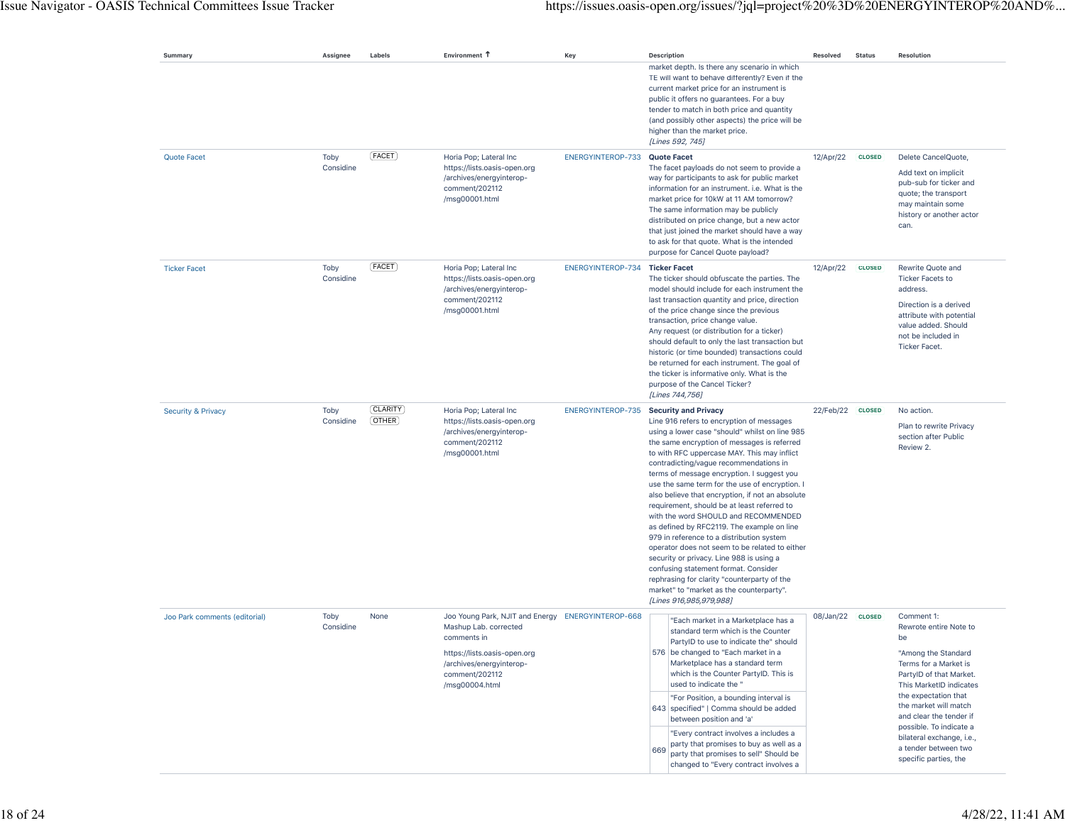| Summary | Assignee | Labels | Environment ↑ | Key | Description | Resolved | Status | Resolution |
|---|---|---|---|---|---|---|---|---|
| | | | | | market depth. Is there any scenario in which TE will want to behave differently? Even if the current market price for an instrument is public it offers no guarantees. For a buy tender to match in both price and quantity (and possibly other aspects) the price will be higher than the market price. *[Lines 592, 745]* | | | |
| Quote Facet | Toby Considine | FACET | Horia Pop; Lateral Inc https://lists.oasis-open.org/archives/energyinterop-comment/202112/msg00001.html | ENERGYINTEROP-733 | **Quote Facet** The facet payloads do not seem to provide a way for participants to ask for public market information for an instrument. i.e. What is the market price for 10kW at 11 AM tomorrow? The same information may be publicly distributed on price change, but a new actor that just joined the market should have a way to ask for that quote. What is the intended purpose for Cancel Quote payload? | 12/Apr/22 | CLOSED | Delete CancelQuote, Add text on implicit pub-sub for ticker and quote; the transport may maintain some history or another actor can. |
| Ticker Facet | Toby Considine | FACET | Horia Pop; Lateral Inc https://lists.oasis-open.org/archives/energyinterop-comment/202112/msg00001.html | ENERGYINTEROP-734 | **Ticker Facet** The ticker should obfuscate the parties. The model should include for each instrument the last transaction quantity and price, direction of the price change since the previous transaction, price change value. Any request (or distribution for a ticker) should default to only the last transaction but historic (or time bounded) transactions could be returned for each instrument. The goal of the ticker is informative only. What is the purpose of the Cancel Ticker? *[Lines 744,756]* | 12/Apr/22 | CLOSED | Rewrite Quote and Ticker Facets to address. Direction is a derived attribute with potential value added. Should not be included in Ticker Facet. |
| Security & Privacy | Toby Considine | CLARITY, OTHER | Horia Pop; Lateral Inc https://lists.oasis-open.org/archives/energyinterop-comment/202112/msg00001.html | ENERGYINTEROP-735 | **Security and Privacy** Line 916 refers to encryption of messages using a lower case "should" whilst on line 985 the same encryption of messages is referred to with RFC uppercase MAY. This may inflict contradicting/vague recommendations in terms of message encryption. I suggest you use the same term for the use of encryption. I also believe that encryption, if not an absolute requirement, should be at least referred to with the word SHOULD and RECOMMENDED as defined by RFC2119. The example on line 979 in reference to a distribution system operator does not seem to be related to either security or privacy. Line 988 is using a confusing statement format. Consider rephrasing for clarity "counterparty of the market" to "market as the counterparty". *[Lines 916,985,979,988]* | 22/Feb/22 | CLOSED | No action. Plan to rewrite Privacy section after Public Review 2. |
| Joo Park comments (editorial) | Toby Considine | None | Joo Young Park, NJIT and Energy Mashup Lab. corrected comments in https://lists.oasis-open.org/archives/energyinterop-comment/202112/msg00004.html | ENERGYINTEROP-668 | 576: "Each market in a Marketplace has a standard term which is the Counter PartyID to use to indicate the" should be changed to "Each market in a Marketplace has a standard term which is the Counter PartyID. This is used to indicate the " <br> 643: "For Position, a bounding interval is specified" \| Comma should be added between position and 'a' <br> 669: "Every contract involves a includes a party that promises to buy as well as a party that promises to sell" Should be changed to "Every contract involves a | 08/Jan/22 | CLOSED | Comment 1: Rewrote entire Note to be "Among the Standard Terms for a Market is PartyID of that Market. This MarketID indicates the expectation that the market will match and clear the tender if possible. To indicate a bilateral exchange, i.e., a tender between two specific parties, the |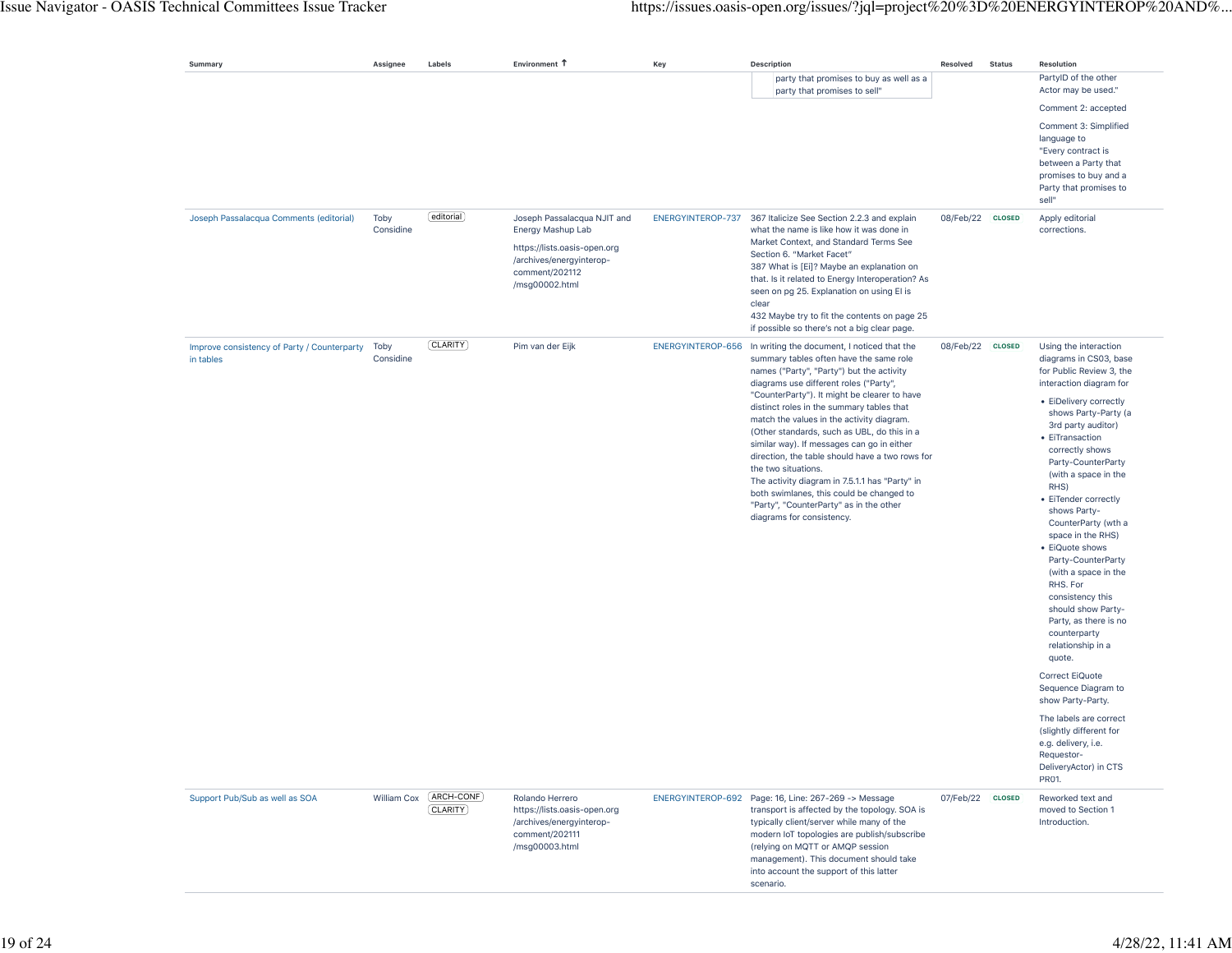| Summary | Assignee | Labels | Environment ↑ | Key | Description | Resolved | Status | Resolution |
|---|---|---|---|---|---|---|---|---|
| | | | | | party that promises to buy as well as a party that promises to sell" | | | PartyID of the other Actor may be used."<br><br>Comment 2: accepted<br><br>Comment 3: Simplified language to "Every contract is between a Party that promises to buy and a Party that promises to sell" |
| Joseph Passalacqua Comments (editorial) | Toby Considine | editorial | Joseph Passalacqua NJIT and Energy Mashup Lab<br><br>https://lists.oasis-open.org/archives/energyinterop-comment/202112/msg00002.html | ENERGYINTEROP-737 | 367 Italicize See Section 2.2.3 and explain what the name is like how it was done in Market Context, and Standard Terms See Section 6. "Market Facet"<br>387 What is [Ei]? Maybe an explanation on that. Is it related to Energy Interoperation? As seen on pg 25. Explanation on using EI is clear<br>432 Maybe try to fit the contents on page 25 if possible so there's not a big clear page. | 08/Feb/22 | CLOSED | Apply editorial corrections. |
| Improve consistency of Party / Counterparty in tables | Toby Considine | CLARITY | Pim van der Eijk | ENERGYINTEROP-656 | In writing the document, I noticed that the summary tables often have the same role names ("Party", "Party") but the activity diagrams use different roles ("Party", "CounterParty"). It might be clearer to have distinct roles in the summary tables that match the values in the activity diagram. (Other standards, such as UBL, do this in a similar way). If messages can go in either direction, the table should have a two rows for the two situations.<br>The activity diagram in 7.5.1.1 has "Party" in both swimlanes, this could be changed to "Party", "CounterParty" as in the other diagrams for consistency. | 08/Feb/22 | CLOSED | Using the interaction diagrams in CS03, base for Public Review 3, the interaction diagram for<br><br>• EiDelivery correctly shows Party-Party (a 3rd party auditor)<br>• EiTransaction correctly shows Party-CounterParty (with a space in the RHS)<br>• EiTender correctly shows Party-CounterParty (wth a space in the RHS)<br>• EiQuote shows Party-CounterParty (with a space in the RHS. For consistency this should show Party-Party, as there is no counterparty relationship in a quote.<br><br>Correct EiQuote Sequence Diagram to show Party-Party.<br><br>The labels are correct (slightly different for e.g. delivery, i.e. Requestor-DeliveryActor) in CTS PR01. |
| Support Pub/Sub as well as SOA | William Cox | ARCH-CONF<br>CLARITY | Rolando Herrero<br>https://lists.oasis-open.org/archives/energyinterop-comment/202111/msg00003.html | ENERGYINTEROP-692 | Page: 16, Line: 267-269 -> Message transport is affected by the topology. SOA is typically client/server while many of the modern IoT topologies are publish/subscribe (relying on MQTT or AMQP session management). This document should take into account the support of this latter scenario. | 07/Feb/22 | CLOSED | Reworked text and moved to Section 1 Introduction. |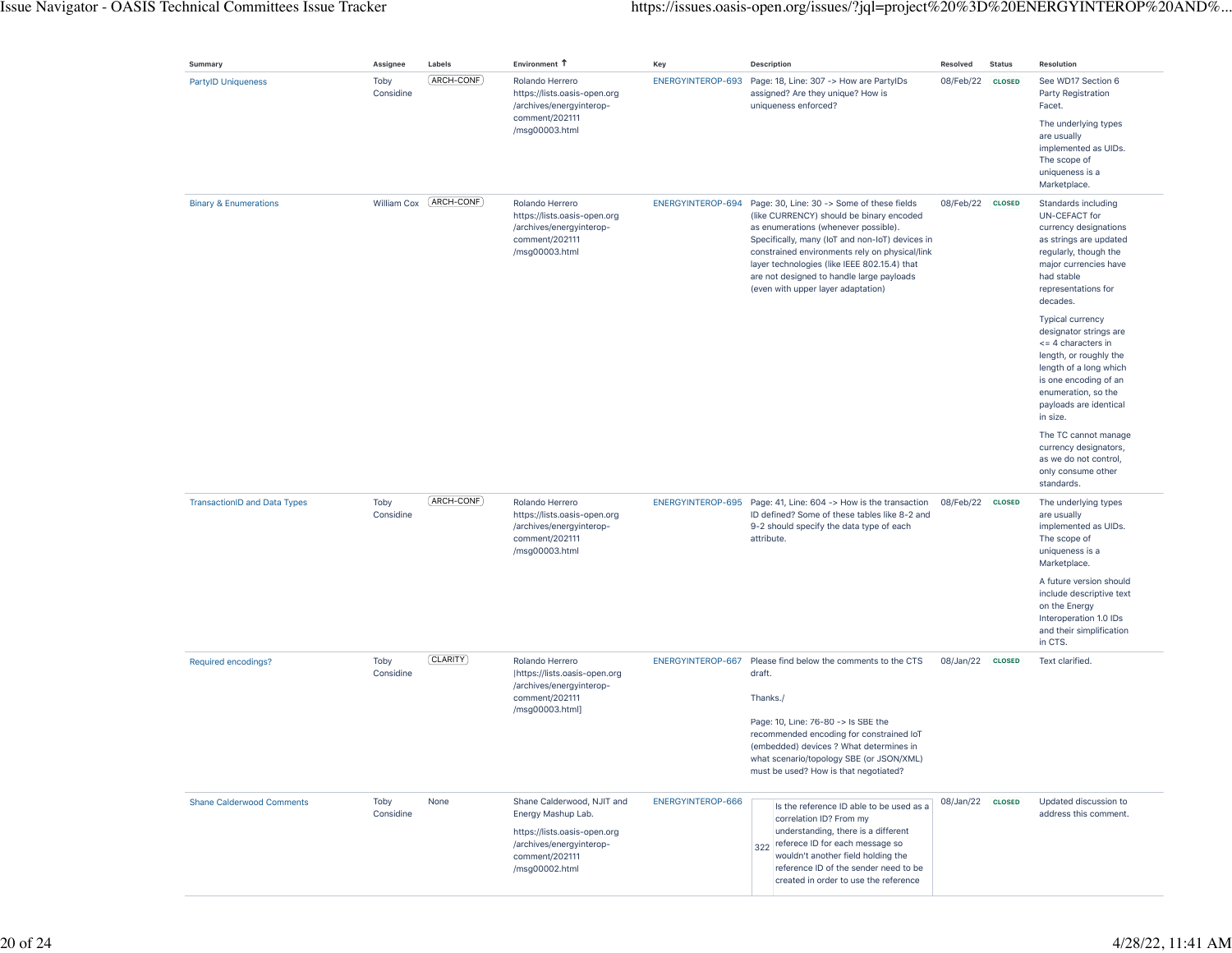| Summary | Assignee | Labels | Environment ↑ | Key | Description | Resolved | Status | Resolution |
|---|---|---|---|---|---|---|---|---|
| PartyID Uniqueness | Toby Considine | ARCH-CONF | Rolando Herrero https://lists.oasis-open.org/archives/energyinterop-comment/202111/msg00003.html | ENERGYINTEROP-693 | Page: 18, Line: 307 -> How are PartyIDs assigned? Are they unique? How is uniqueness enforced? | 08/Feb/22 | CLOSED | See WD17 Section 6 Party Registration Facet.<br><br>The underlying types are usually implemented as UIDs. The scope of uniqueness is a Marketplace. |
| Binary & Enumerations | William Cox | ARCH-CONF | Rolando Herrero https://lists.oasis-open.org/archives/energyinterop-comment/202111/msg00003.html | ENERGYINTEROP-694 | Page: 30, Line: 30 -> Some of these fields (like CURRENCY) should be binary encoded as enumerations (whenever possible). Specifically, many (IoT and non-IoT) devices in constrained environments rely on physical/link layer technologies (like IEEE 802.15.4) that are not designed to handle large payloads (even with upper layer adaptation) | 08/Feb/22 | CLOSED | Standards including UN-CEFACT for currency designations as strings are updated regularly, though the major currencies have had stable representations for decades.<br><br>Typical currency designator strings are <= 4 characters in length, or roughly the length of a long which is one encoding of an enumeration, so the payloads are identical in size.<br><br>The TC cannot manage currency designators, as we do not control, only consume other standards. |
| TransactionID and Data Types | Toby Considine | ARCH-CONF | Rolando Herrero https://lists.oasis-open.org/archives/energyinterop-comment/202111/msg00003.html | ENERGYINTEROP-695 | Page: 41, Line: 604 -> How is the transaction ID defined? Some of these tables like 8-2 and 9-2 should specify the data type of each attribute. | 08/Feb/22 | CLOSED | The underlying types are usually implemented as UIDs. The scope of uniqueness is a Marketplace.<br><br>A future version should include descriptive text on the Energy Interoperation 1.0 IDs and their simplification in CTS. |
| Required encodings? | Toby Considine | CLARITY | Rolando Herrero \|https://lists.oasis-open.org/archives/energyinterop-comment/202111/msg00003.html] | ENERGYINTEROP-667 | Please find below the comments to the CTS draft.<br><br>Thanks./<br><br>Page: 10, Line: 76-80 -> Is SBE the recommended encoding for constrained IoT (embedded) devices ? What determines in what scenario/topology SBE (or JSON/XML) must be used? How is that negotiated? | 08/Jan/22 | CLOSED | Text clarified. |
| Shane Calderwood Comments | Toby Considine | None | Shane Calderwood, NJIT and Energy Mashup Lab.<br><br>https://lists.oasis-open.org/archives/energyinterop-comment/202111/msg00002.html | ENERGYINTEROP-666 | 322 — Is the reference ID able to be used as a correlation ID? From my understanding, there is a different refernce ID for each message so wouldn't another field holding the reference ID of the sender need to be created in order to use the reference | 08/Jan/22 | CLOSED | Updated discussion to address this comment. |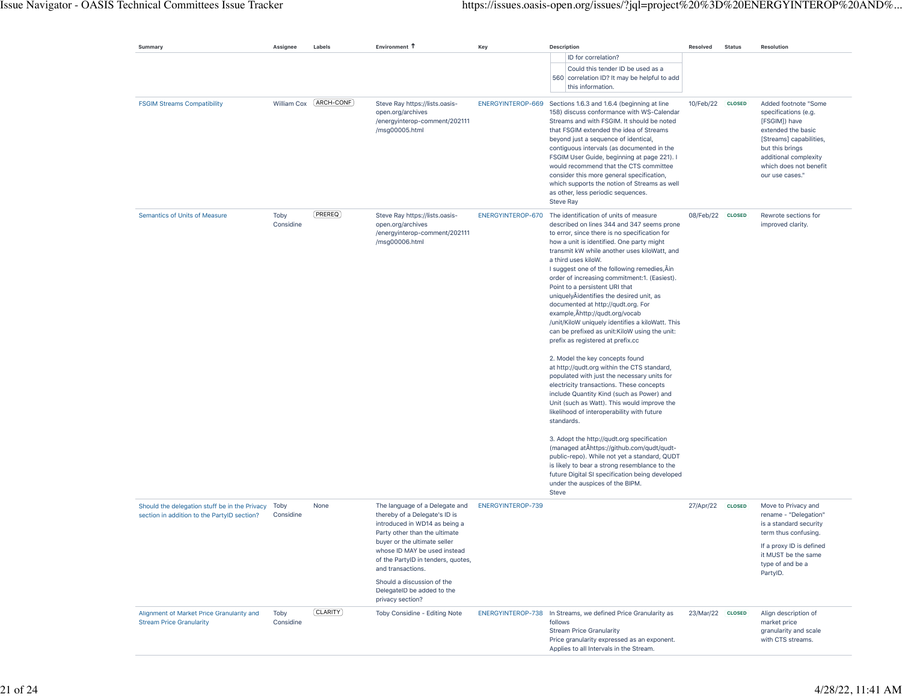| Summary | Assignee | Labels | Environment ↑ | Key | Description | Resolved | Status | Resolution |
|---|---|---|---|---|---|---|---|---|
| | | | | | ID for correlation? <br> 560 Could this tender ID be used as a correlation ID? It may be helpful to add this information. | | | |
| FSGIM Streams Compatibility | William Cox | ARCH-CONF | Steve Ray https://lists.oasis-open.org/archives/energyinterop-comment/202111/msg00005.html | ENERGYINTEROP-669 | Sections 1.6.3 and 1.6.4 (beginning at line 158) discuss conformance with WS-Calendar Streams and with FSGIM. It should be noted that FSGIM extended the idea of Streams beyond just a sequence of identical, contiguous intervals (as documented in the FSGIM User Guide, beginning at page 221). I would recommend that the CTS committee consider this more general specification, which supports the notion of Streams as well as other, less periodic sequences.<br>Steve Ray | 10/Feb/22 | CLOSED | Added footnote "Some specifications (e.g. [FSGIM]) have extended the basic [Streams] capabilities, but this brings additional complexity which does not benefit our use cases." |
| Semantics of Units of Measure | Toby Considine | PREREQ | Steve Ray https://lists.oasis-open.org/archives/energyinterop-comment/202111/msg00006.html | ENERGYINTEROP-670 | The identification of units of measure described on lines 344 and 347 seems prone to error, since there is no specification for how a unit is identified. One party might transmit kW while another uses kiloWatt, and a third uses kiloW.<br>I suggest one of the following remedies,Âin order of increasing commitment:1. (Easiest). Point to a persistent URI that uniquelyÂidentifies the desired unit, as documented at http://qudt.org. For example,Âhttp://qudt.org/vocab/unit/KiloW uniquely identifies a kiloWatt. This can be prefixed as unit:KiloW using the unit: prefix as registered at prefix.cc<br><br>2. Model the key concepts found at http://qudt.org within the CTS standard, populated with just the necessary units for electricity transactions. These concepts include Quantity Kind (such as Power) and Unit (such as Watt). This would improve the likelihood of interoperability with future standards.<br><br>3. Adopt the http://qudt.org specification (managed atÂhttps://github.com/qudt/qudt-public-repo). While not yet a standard, QUDT is likely to bear a strong resemblance to the future Digital SI specification being developed under the auspices of the BIPM.<br>Steve | 08/Feb/22 | CLOSED | Rewrote sections for improved clarity. |
| Should the delegation stuff be in the Privacy section in addition to the PartyID section? | Toby Considine | None | The language of a Delegate and thereby of a Delegate's ID is introduced in WD14 as being a Party other than the ultimate buyer or the ultimate seller whose ID MAY be used instead of the PartyID in tenders, quotes, and transactions.<br><br>Should a discussion of the DelegateID be added to the privacy section? | ENERGYINTEROP-739 | | 27/Apr/22 | CLOSED | Move to Privacy and rename - "Delegation" is a standard security term thus confusing.<br><br>If a proxy ID is defined it MUST be the same type of and be a PartyID. |
| Alignment of Market Price Granularity and Stream Price Granularity | Toby Considine | CLARITY | Toby Considine - Editing Note | ENERGYINTEROP-738 | In Streams, we defined Price Granularity as follows<br>Stream Price Granularity<br>Price granularity expressed as an exponent. Applies to all Intervals in the Stream. | 23/Mar/22 | CLOSED | Align description of market price granularity and scale with CTS streams. |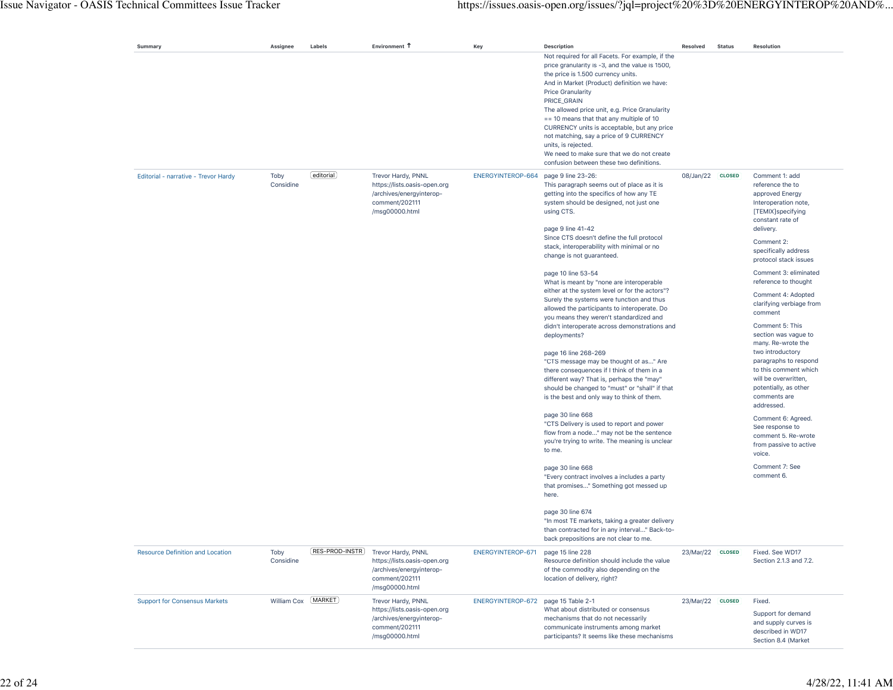| Summary | Assignee | Labels | Environment ↑ | Key | Description | Resolved | Status | Resolution |
|---|---|---|---|---|---|---|---|---|
| | | | | | Not required for all Facets. For example, if the price granularity is -3, and the value is 1500, the price is 1.500 currency units.<br>And in Market (Product) definition we have:<br>Price Granularity<br>PRICE_GRAIN<br>The allowed price unit, e.g. Price Granularity == 10 means that that any multiple of 10 CURRENCY units is acceptable, but any price not matching, say a price of 9 CURRENCY units, is rejected.<br>We need to make sure that we do not create confusion between these two definitions. | | | |
| Editorial - narrative - Trevor Hardy | Toby Considine | editorial | Trevor Hardy, PNNL https://lists.oasis-open.org/archives/energyinterop-comment/202111/msg00000.html | ENERGYINTEROP-664 | page 9 line 23-26:<br>This paragraph seems out of place as it is getting into the specifics of how any TE system should be designed, not just one using CTS.<br><br>page 9 line 41-42<br>Since CTS doesn't define the full protocol stack, interoperability with minimal or no change is not guaranteed.<br><br>page 10 line 53-54<br>What is meant by "none are interoperable either at the system level or for the actors"? Surely the systems were function and thus allowed the participants to interoperate. Do you means they weren't standardized and didn't interoperate across demonstrations and deployments?<br><br>page 16 line 268-269<br>"CTS message may be thought of as..." Are there consequences if I think of them in a different way? That is, perhaps the "may" should be changed to "must" or "shall" if that is the best and only way to think of them.<br><br>page 30 line 668<br>"CTS Delivery is used to report and power flow from a node..." may not be the sentence you're trying to write. The meaning is unclear to me.<br><br>page 30 line 668<br>"Every contract involves a includes a party that promises..." Something got messed up here.<br><br>page 30 line 674<br>"In most TE markets, taking a greater delivery than contracted for in any interval..." Back-to-back prepositions are not clear to me. | 08/Jan/22 | CLOSED | Comment 1: add reference the to approved Energy Interoperation note, [TEMIX]specifying constant rate of delivery.<br><br>Comment 2: specifically address protocol stack issues<br><br>Comment 3: eliminated reference to thought<br><br>Comment 4: Adopted clarifying verbiage from comment<br><br>Comment 5: This section was vague to many. Re-wrote the two introductory paragraphs to respond to this comment which will be overwritten, potentially, as other comments are addressed.<br><br>Comment 6: Agreed. See response to comment 5. Re-wrote from passive to active voice.<br><br>Comment 7: See comment 6. |
| Resource Definition and Location | Toby Considine | RES-PROD-INSTR | Trevor Hardy, PNNL https://lists.oasis-open.org/archives/energyinterop-comment/202111/msg00000.html | ENERGYINTEROP-671 | page 15 line 228<br>Resource definition should include the value of the commodity also depending on the location of delivery, right? | 23/Mar/22 | CLOSED | Fixed. See WD17 Section 2.1.3 and 7.2. |
| Support for Consensus Markets | William Cox | MARKET | Trevor Hardy, PNNL https://lists.oasis-open.org/archives/energyinterop-comment/202111/msg00000.html | ENERGYINTEROP-672 | page 15 Table 2-1<br>What about distributed or consensus mechanisms that do not necessarily communicate instruments among market participants? It seems like these mechanisms | 23/Mar/22 | CLOSED | Fixed.<br><br>Support for demand and supply curves is described in WD17 Section 8.4 (Market |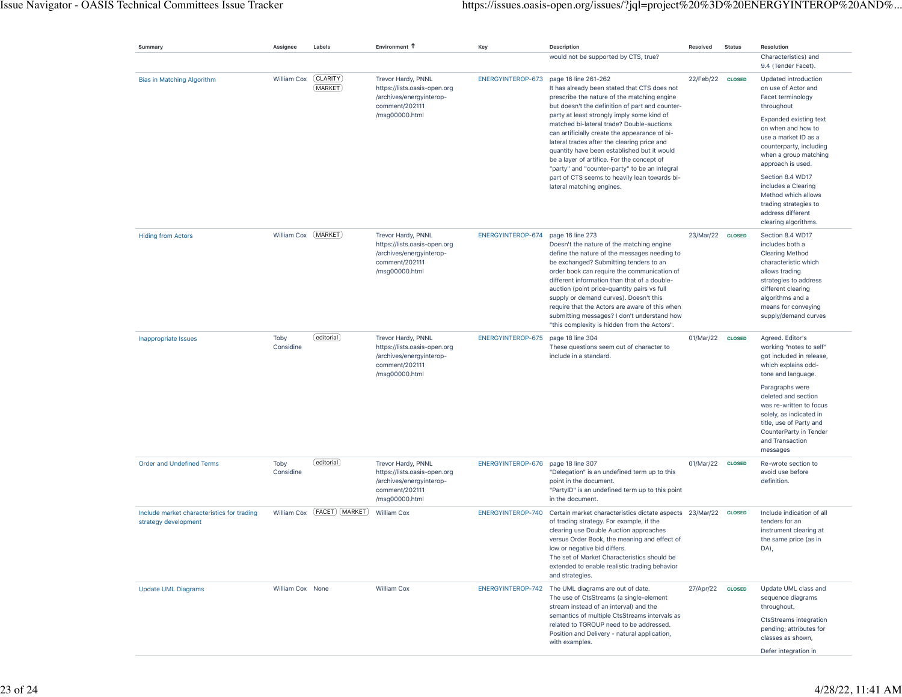| Summary | Assignee | Labels | Environment ↑ | Key | Description | Resolved | Status | Resolution |
|---|---|---|---|---|---|---|---|---|
| | | | | | would not be supported by CTS, true? | | | Characteristics) and 9.4 (Tender Facet). |
| Bias in Matching Algorithm | William Cox | CLARITY MARKET | Trevor Hardy, PNNL https://lists.oasis-open.org/archives/energyinterop-comment/202111/msg00000.html | ENERGYINTEROP-673 | page 16 line 261-262 It has already been stated that CTS does not prescribe the nature of the matching engine but doesn't the definition of part and counter-party at least strongly imply some kind of matched bi-lateral trade? Double-auctions can artificially create the appearance of bi-lateral trades after the clearing price and quantity have been established but it would be a layer of artifice. For the concept of "party" and "counter-party" to be an integral part of CTS seems to heavily lean towards bi-lateral matching engines. | 22/Feb/22 | CLOSED | Updated introduction on use of Actor and Facet terminology throughout<br><br>Expanded existing text on when and how to use a market ID as a counterparty, including when a group matching approach is used.<br><br>Section 8.4 WD17 includes a Clearing Method which allows trading strategies to address different clearing algorithms. |
| Hiding from Actors | William Cox | MARKET | Trevor Hardy, PNNL https://lists.oasis-open.org/archives/energyinterop-comment/202111/msg00000.html | ENERGYINTEROP-674 | page 16 line 273 Doesn't the nature of the matching engine define the nature of the messages needing to be exchanged? Submitting tenders to an order book can require the communication of different information than that of a double-auction (point price-quantity pairs vs full supply or demand curves). Doesn't this require that the Actors are aware of this when submitting messages? I don't understand how "this complexity is hidden from the Actors". | 23/Mar/22 | CLOSED | Section 8.4 WD17 includes both a Clearing Method characteristic which allows trading strategies to address different clearing algorithms and a means for conveying supply/demand curves |
| Inappropriate Issues | Toby Considine | editorial | Trevor Hardy, PNNL https://lists.oasis-open.org/archives/energyinterop-comment/202111/msg00000.html | ENERGYINTEROP-675 | page 18 line 304 These questions seem out of character to include in a standard. | 01/Mar/22 | CLOSED | Agreed. Editor's working "notes to self" got included in release, which explains odd-tone and language.<br><br>Paragraphs were deleted and section was re-written to focus solely, as indicated in title, use of Party and CounterParty in Tender and Transaction messages |
| Order and Undefined Terms | Toby Considine | editorial | Trevor Hardy, PNNL https://lists.oasis-open.org/archives/energyinterop-comment/202111/msg00000.html | ENERGYINTEROP-676 | page 18 line 307 "Delegation" is an undefined term up to this point in the document. "PartyID" is an undefined term up to this point in the document. | 01/Mar/22 | CLOSED | Re-wrote section to avoid use before definition. |
| Include market characteristics for trading strategy development | William Cox | FACET MARKET | William Cox | ENERGYINTEROP-740 | Certain market characteristics dictate aspects of trading strategy. For example, if the clearing use Double Auction approaches versus Order Book, the meaning and effect of low or negative bid differs. The set of Market Characteristics should be extended to enable realistic trading behavior and strategies. | 23/Mar/22 | CLOSED | Include indication of all tenders for an instrument clearing at the same price (as in DA), |
| Update UML Diagrams | William Cox | None | William Cox | ENERGYINTEROP-742 | The UML diagrams are out of date. The use of CtsStreams (a single-element stream instead of an interval) and the semantics of multiple CtsStreams intervals as related to TGROUP need to be addressed. Position and Delivery - natural application, with examples. | 27/Apr/22 | CLOSED | Update UML class and sequence diagrams throughout.<br><br>CtsStreams integration pending; attributes for classes as shown,<br><br>Defer integration in |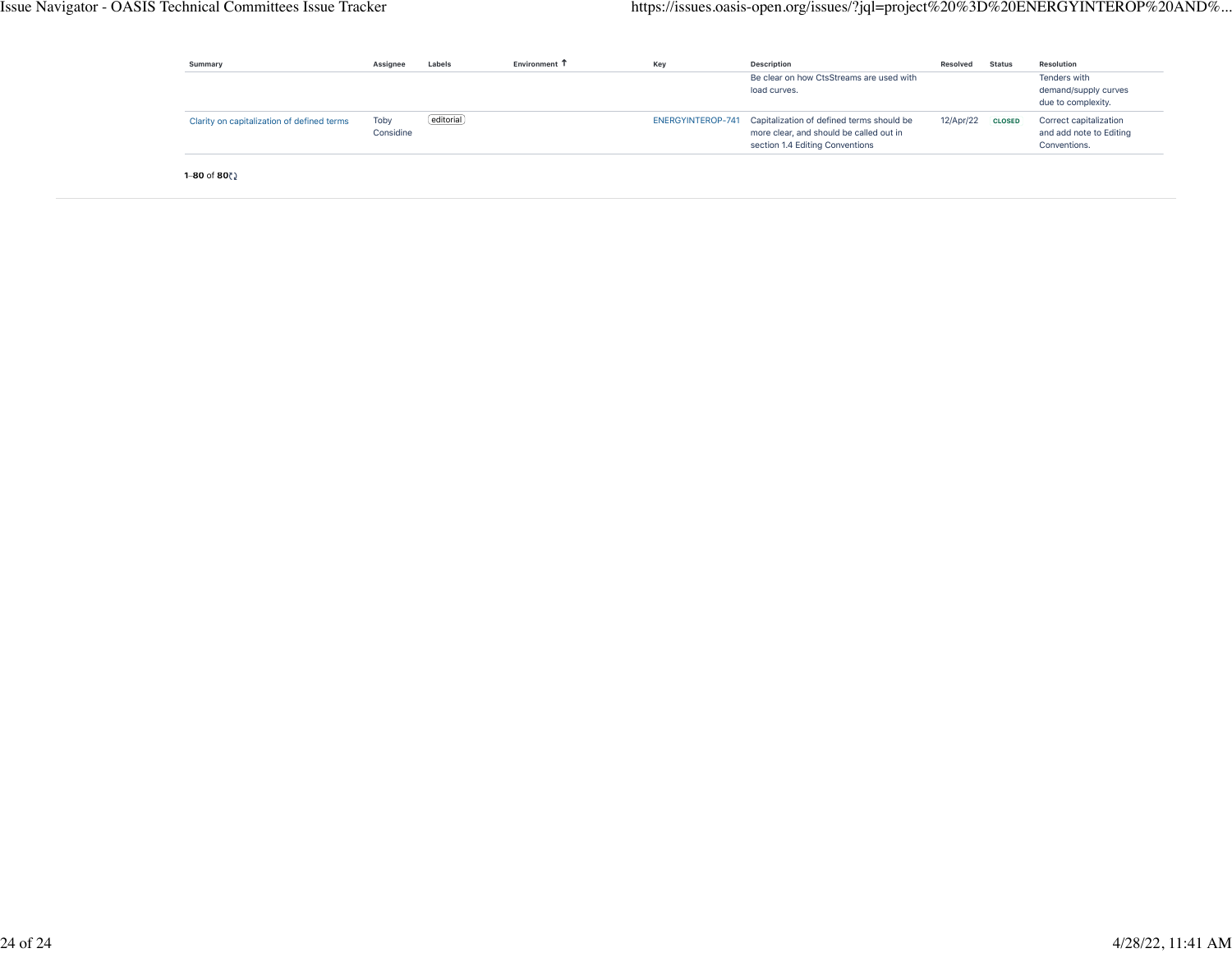| Summary | Assignee | Labels | Environment ↑ | Key | Description | Resolved | Status | Resolution |
|---|---|---|---|---|---|---|---|---|
| | | | | | Be clear on how CtsStreams are used with load curves. | | | Tenders with demand/supply curves due to complexity. |
| Clarity on capitalization of defined terms | Toby Considine | editorial | | ENERGYINTEROP-741 | Capitalization of defined terms should be more clear, and should be called out in section 1.4 Editing Conventions | 12/Apr/22 | CLOSED | Correct capitalization and add note to Editing Conventions. |

**1**–**80** of **80**